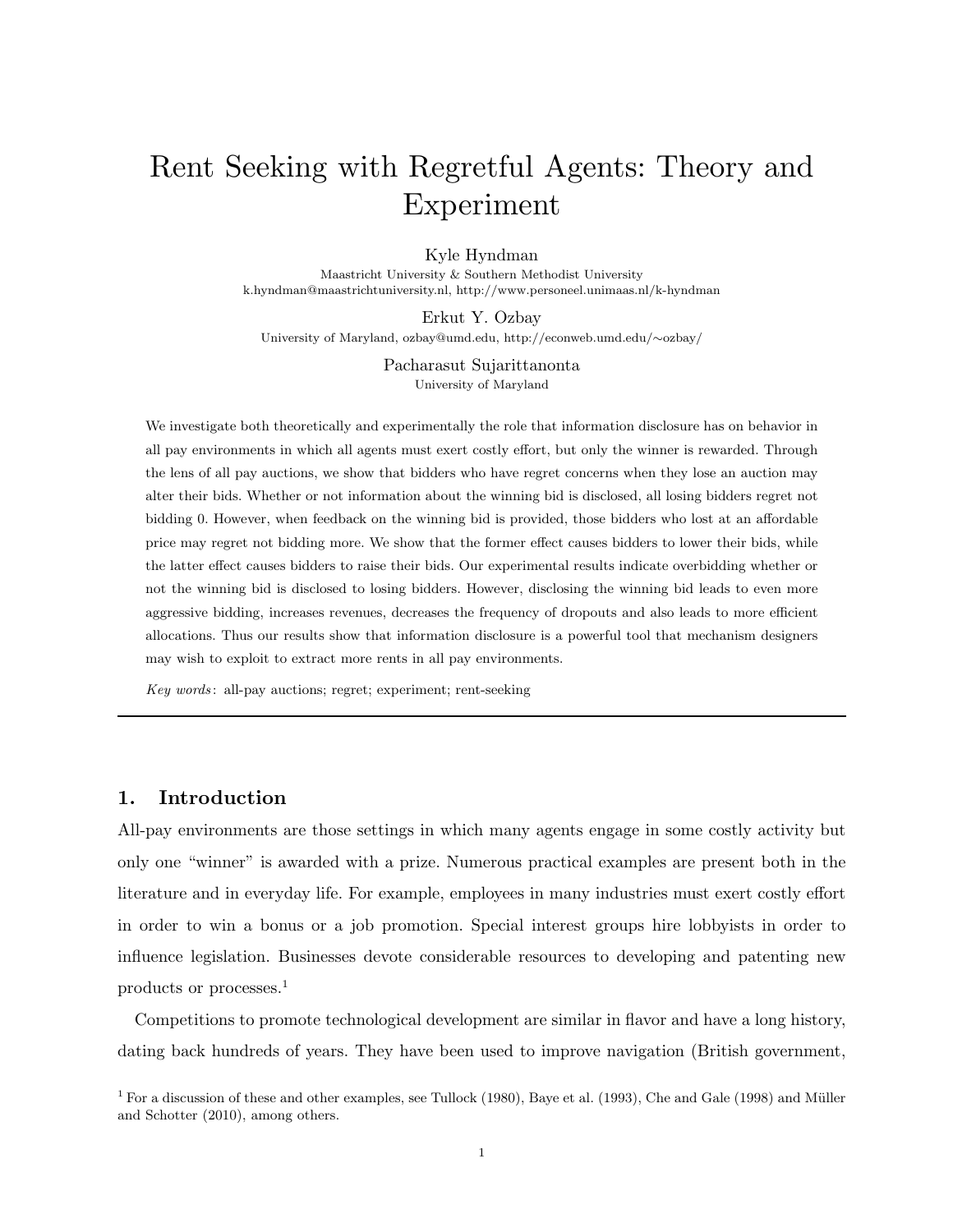# Rent Seeking with Regretful Agents: Theory and Experiment

Kyle Hyndman
Maastricht University & Southern Methodist University
k.hyndman@maastrichtuniversity.nl, http://www.personeel.unimaas.nl/k-hyndman

Erkut Y. Ozbay
University of Maryland, ozbay@umd.edu, http://econweb.umd.edu/∼ozbay/

Pacharasut Sujarittanonta
University of Maryland

We investigate both theoretically and experimentally the role that information disclosure has on behavior in all pay environments in which all agents must exert costly effort, but only the winner is rewarded. Through the lens of all pay auctions, we show that bidders who have regret concerns when they lose an auction may alter their bids. Whether or not information about the winning bid is disclosed, all losing bidders regret not bidding 0. However, when feedback on the winning bid is provided, those bidders who lost at an affordable price may regret not bidding more. We show that the former effect causes bidders to lower their bids, while the latter effect causes bidders to raise their bids. Our experimental results indicate overbidding whether or not the winning bid is disclosed to losing bidders. However, disclosing the winning bid leads to even more aggressive bidding, increases revenues, decreases the frequency of dropouts and also leads to more efficient allocations. Thus our results show that information disclosure is a powerful tool that mechanism designers may wish to exploit to extract more rents in all pay environments.

*Key words*: all-pay auctions; regret; experiment; rent-seeking

## 1. Introduction

All-pay environments are those settings in which many agents engage in some costly activity but only one "winner" is awarded with a prize. Numerous practical examples are present both in the literature and in everyday life. For example, employees in many industries must exert costly effort in order to win a bonus or a job promotion. Special interest groups hire lobbyists in order to influence legislation. Businesses devote considerable resources to developing and patenting new products or processes.[1]

Competitions to promote technological development are similar in flavor and have a long history, dating back hundreds of years. They have been used to improve navigation (British government,

[1] For a discussion of these and other examples, see Tullock (1980), Baye et al. (1993), Che and Gale (1998) and Müller and Schotter (2010), among others.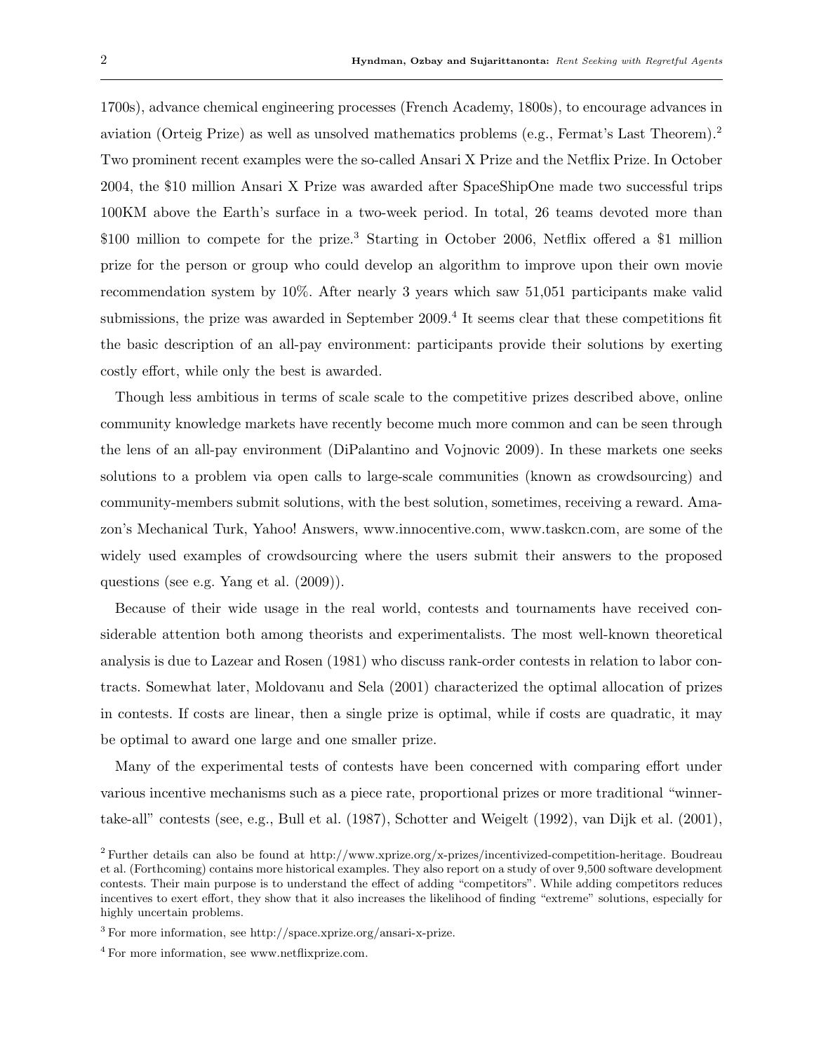1700s), advance chemical engineering processes (French Academy, 1800s), to encourage advances in aviation (Orteig Prize) as well as unsolved mathematics problems (e.g., Fermat's Last Theorem).[2] Two prominent recent examples were the so-called Ansari X Prize and the Netflix Prize. In October 2004, the $10 million Ansari X Prize was awarded after SpaceShipOne made two successful trips 100KM above the Earth's surface in a two-week period. In total, 26 teams devoted more than $100 million to compete for the prize.[3] Starting in October 2006, Netflix offered a $1 million prize for the person or group who could develop an algorithm to improve upon their own movie recommendation system by 10%. After nearly 3 years which saw 51,051 participants make valid submissions, the prize was awarded in September 2009.[4] It seems clear that these competitions fit the basic description of an all-pay environment: participants provide their solutions by exerting costly effort, while only the best is awarded.

Though less ambitious in terms of scale scale to the competitive prizes described above, online community knowledge markets have recently become much more common and can be seen through the lens of an all-pay environment (DiPalantino and Vojnovic 2009). In these markets one seeks solutions to a problem via open calls to large-scale communities (known as crowdsourcing) and community-members submit solutions, with the best solution, sometimes, receiving a reward. Amazon's Mechanical Turk, Yahoo! Answers, www.innocentive.com, www.taskcn.com, are some of the widely used examples of crowdsourcing where the users submit their answers to the proposed questions (see e.g. Yang et al. (2009)).

Because of their wide usage in the real world, contests and tournaments have received considerable attention both among theorists and experimentalists. The most well-known theoretical analysis is due to Lazear and Rosen (1981) who discuss rank-order contests in relation to labor contracts. Somewhat later, Moldovanu and Sela (2001) characterized the optimal allocation of prizes in contests. If costs are linear, then a single prize is optimal, while if costs are quadratic, it may be optimal to award one large and one smaller prize.

Many of the experimental tests of contests have been concerned with comparing effort under various incentive mechanisms such as a piece rate, proportional prizes or more traditional "winner-take-all" contests (see, e.g., Bull et al. (1987), Schotter and Weigelt (1992), van Dijk et al. (2001),

[2] Further details can also be found at http://www.xprize.org/x-prizes/incentivized-competition-heritage. Boudreau et al. (Forthcoming) contains more historical examples. They also report on a study of over 9,500 software development contests. Their main purpose is to understand the effect of adding "competitors". While adding competitors reduces incentives to exert effort, they show that it also increases the likelihood of finding "extreme" solutions, especially for highly uncertain problems.

[3] For more information, see http://space.xprize.org/ansari-x-prize.

[4] For more information, see www.netflixprize.com.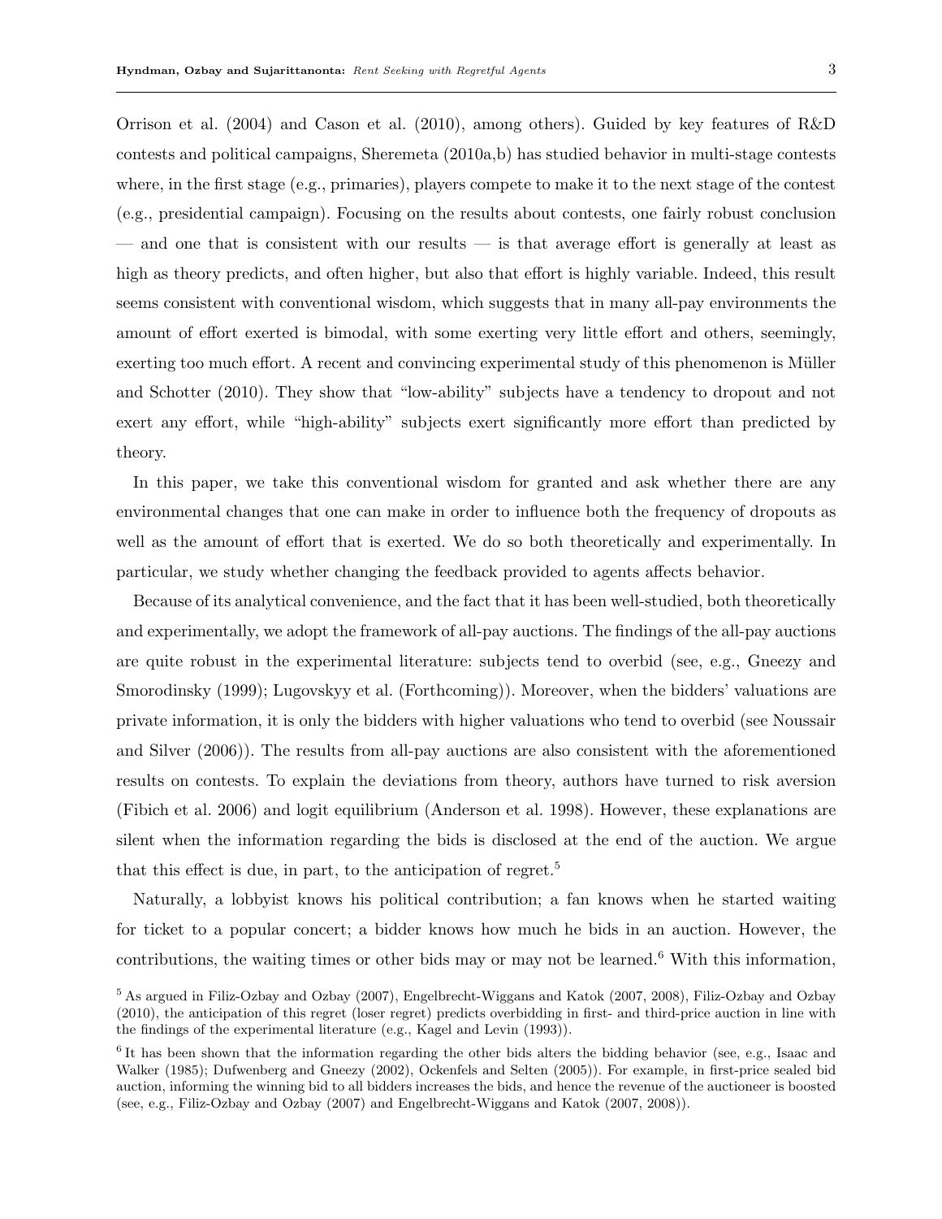Orrison et al. (2004) and Cason et al. (2010), among others). Guided by key features of R&D contests and political campaigns, Sheremeta (2010a,b) has studied behavior in multi-stage contests where, in the first stage (e.g., primaries), players compete to make it to the next stage of the contest (e.g., presidential campaign). Focusing on the results about contests, one fairly robust conclusion — and one that is consistent with our results — is that average effort is generally at least as high as theory predicts, and often higher, but also that effort is highly variable. Indeed, this result seems consistent with conventional wisdom, which suggests that in many all-pay environments the amount of effort exerted is bimodal, with some exerting very little effort and others, seemingly, exerting too much effort. A recent and convincing experimental study of this phenomenon is Müller and Schotter (2010). They show that "low-ability" subjects have a tendency to dropout and not exert any effort, while "high-ability" subjects exert significantly more effort than predicted by theory.

In this paper, we take this conventional wisdom for granted and ask whether there are any environmental changes that one can make in order to influence both the frequency of dropouts as well as the amount of effort that is exerted. We do so both theoretically and experimentally. In particular, we study whether changing the feedback provided to agents affects behavior.

Because of its analytical convenience, and the fact that it has been well-studied, both theoretically and experimentally, we adopt the framework of all-pay auctions. The findings of the all-pay auctions are quite robust in the experimental literature: subjects tend to overbid (see, e.g., Gneezy and Smorodinsky (1999); Lugovskyy et al. (Forthcoming)). Moreover, when the bidders' valuations are private information, it is only the bidders with higher valuations who tend to overbid (see Noussair and Silver (2006)). The results from all-pay auctions are also consistent with the aforementioned results on contests. To explain the deviations from theory, authors have turned to risk aversion (Fibich et al. 2006) and logit equilibrium (Anderson et al. 1998). However, these explanations are silent when the information regarding the bids is disclosed at the end of the auction. We argue that this effect is due, in part, to the anticipation of regret.[5]

Naturally, a lobbyist knows his political contribution; a fan knows when he started waiting for ticket to a popular concert; a bidder knows how much he bids in an auction. However, the contributions, the waiting times or other bids may or may not be learned.[6] With this information,

[5] As argued in Filiz-Ozbay and Ozbay (2007), Engelbrecht-Wiggans and Katok (2007, 2008), Filiz-Ozbay and Ozbay (2010), the anticipation of this regret (loser regret) predicts overbidding in first- and third-price auction in line with the findings of the experimental literature (e.g., Kagel and Levin (1993)).

[6] It has been shown that the information regarding the other bids alters the bidding behavior (see, e.g., Isaac and Walker (1985); Dufwenberg and Gneezy (2002), Ockenfels and Selten (2005)). For example, in first-price sealed bid auction, informing the winning bid to all bidders increases the bids, and hence the revenue of the auctioneer is boosted (see, e.g., Filiz-Ozbay and Ozbay (2007) and Engelbrecht-Wiggans and Katok (2007, 2008)).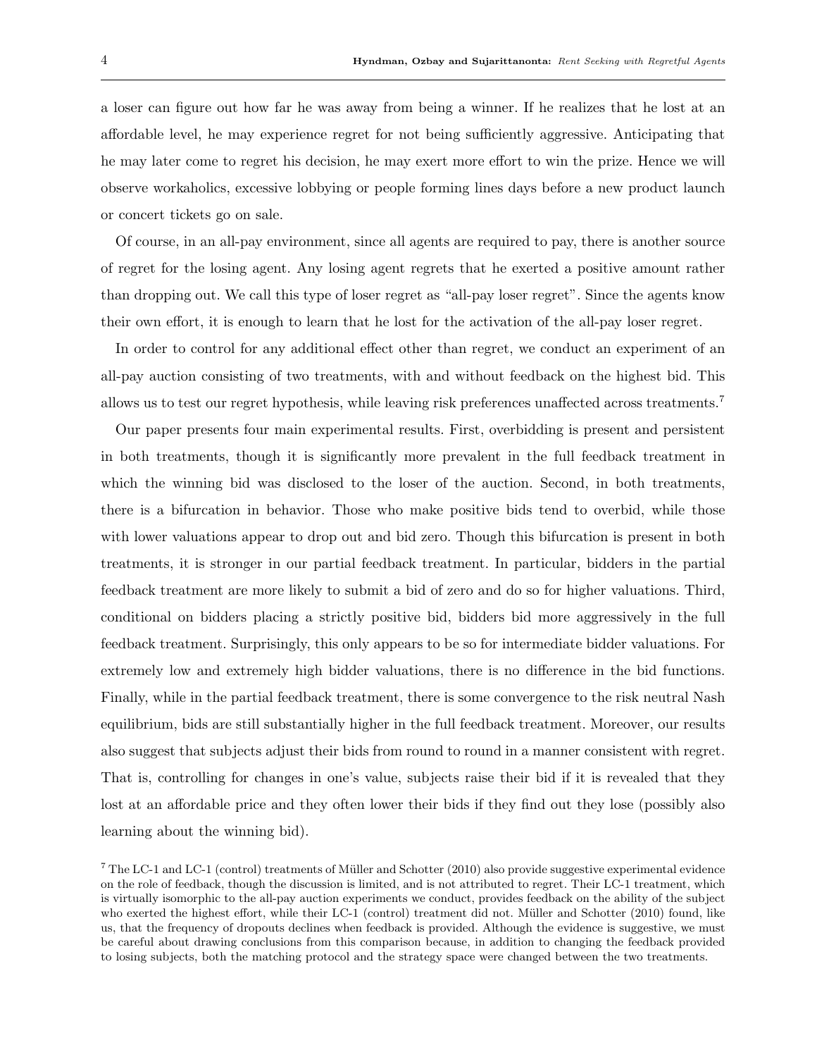a loser can figure out how far he was away from being a winner. If he realizes that he lost at an affordable level, he may experience regret for not being sufficiently aggressive. Anticipating that he may later come to regret his decision, he may exert more effort to win the prize. Hence we will observe workaholics, excessive lobbying or people forming lines days before a new product launch or concert tickets go on sale.

Of course, in an all-pay environment, since all agents are required to pay, there is another source of regret for the losing agent. Any losing agent regrets that he exerted a positive amount rather than dropping out. We call this type of loser regret as "all-pay loser regret". Since the agents know their own effort, it is enough to learn that he lost for the activation of the all-pay loser regret.

In order to control for any additional effect other than regret, we conduct an experiment of an all-pay auction consisting of two treatments, with and without feedback on the highest bid. This allows us to test our regret hypothesis, while leaving risk preferences unaffected across treatments.[7]

Our paper presents four main experimental results. First, overbidding is present and persistent in both treatments, though it is significantly more prevalent in the full feedback treatment in which the winning bid was disclosed to the loser of the auction. Second, in both treatments, there is a bifurcation in behavior. Those who make positive bids tend to overbid, while those with lower valuations appear to drop out and bid zero. Though this bifurcation is present in both treatments, it is stronger in our partial feedback treatment. In particular, bidders in the partial feedback treatment are more likely to submit a bid of zero and do so for higher valuations. Third, conditional on bidders placing a strictly positive bid, bidders bid more aggressively in the full feedback treatment. Surprisingly, this only appears to be so for intermediate bidder valuations. For extremely low and extremely high bidder valuations, there is no difference in the bid functions. Finally, while in the partial feedback treatment, there is some convergence to the risk neutral Nash equilibrium, bids are still substantially higher in the full feedback treatment. Moreover, our results also suggest that subjects adjust their bids from round to round in a manner consistent with regret. That is, controlling for changes in one's value, subjects raise their bid if it is revealed that they lost at an affordable price and they often lower their bids if they find out they lose (possibly also learning about the winning bid).

[7] The LC-1 and LC-1 (control) treatments of Müller and Schotter (2010) also provide suggestive experimental evidence on the role of feedback, though the discussion is limited, and is not attributed to regret. Their LC-1 treatment, which is virtually isomorphic to the all-pay auction experiments we conduct, provides feedback on the ability of the subject who exerted the highest effort, while their LC-1 (control) treatment did not. Müller and Schotter (2010) found, like us, that the frequency of dropouts declines when feedback is provided. Although the evidence is suggestive, we must be careful about drawing conclusions from this comparison because, in addition to changing the feedback provided to losing subjects, both the matching protocol and the strategy space were changed between the two treatments.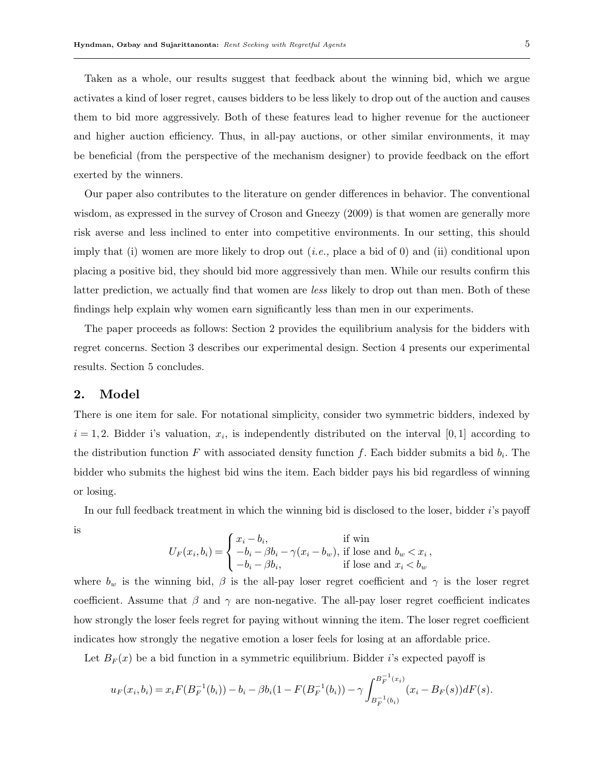Taken as a whole, our results suggest that feedback about the winning bid, which we argue activates a kind of loser regret, causes bidders to be less likely to drop out of the auction and causes them to bid more aggressively. Both of these features lead to higher revenue for the auctioneer and higher auction efficiency. Thus, in all-pay auctions, or other similar environments, it may be beneficial (from the perspective of the mechanism designer) to provide feedback on the effort exerted by the winners.

Our paper also contributes to the literature on gender differences in behavior. The conventional wisdom, as expressed in the survey of Croson and Gneezy (2009) is that women are generally more risk averse and less inclined to enter into competitive environments. In our setting, this should imply that (i) women are more likely to drop out (*i.e.,* place a bid of 0) and (ii) conditional upon placing a positive bid, they should bid more aggressively than men. While our results confirm this latter prediction, we actually find that women are *less* likely to drop out than men. Both of these findings help explain why women earn significantly less than men in our experiments.

The paper proceeds as follows: Section 2 provides the equilibrium analysis for the bidders with regret concerns. Section 3 describes our experimental design. Section 4 presents our experimental results. Section 5 concludes.

## 2. Model

There is one item for sale. For notational simplicity, consider two symmetric bidders, indexed by $i = 1, 2$. Bidder i's valuation, $x_i$, is independently distributed on the interval $[0, 1]$ according to the distribution function $F$ with associated density function $f$. Each bidder submits a bid $b_i$. The bidder who submits the highest bid wins the item. Each bidder pays his bid regardless of winning or losing.

In our full feedback treatment in which the winning bid is disclosed to the loser, bidder $i$'s payoff is

$$U_F(x_i, b_i) = \begin{cases} x_i - b_i, & \text{if win} \\ -b_i - \beta b_i - \gamma(x_i - b_w), & \text{if lose and } b_w < x_i \\ -b_i - \beta b_i, & \text{if lose and } x_i < b_w \end{cases},$$

where $b_w$ is the winning bid, $\beta$ is the all-pay loser regret coefficient and $\gamma$ is the loser regret coefficient. Assume that $\beta$ and $\gamma$ are non-negative. The all-pay loser regret coefficient indicates how strongly the loser feels regret for paying without winning the item. The loser regret coefficient indicates how strongly the negative emotion a loser feels for losing at an affordable price.

Let $B_F(x)$ be a bid function in a symmetric equilibrium. Bidder $i$'s expected payoff is

$$u_F(x_i, b_i) = x_i F(B_F^{-1}(b_i)) - b_i - \beta b_i (1 - F(B_F^{-1}(b_i)) - \gamma \int_{B_F^{-1}(b_i)}^{B_F^{-1}(x_i)} (x_i - B_F(s)) dF(s).$$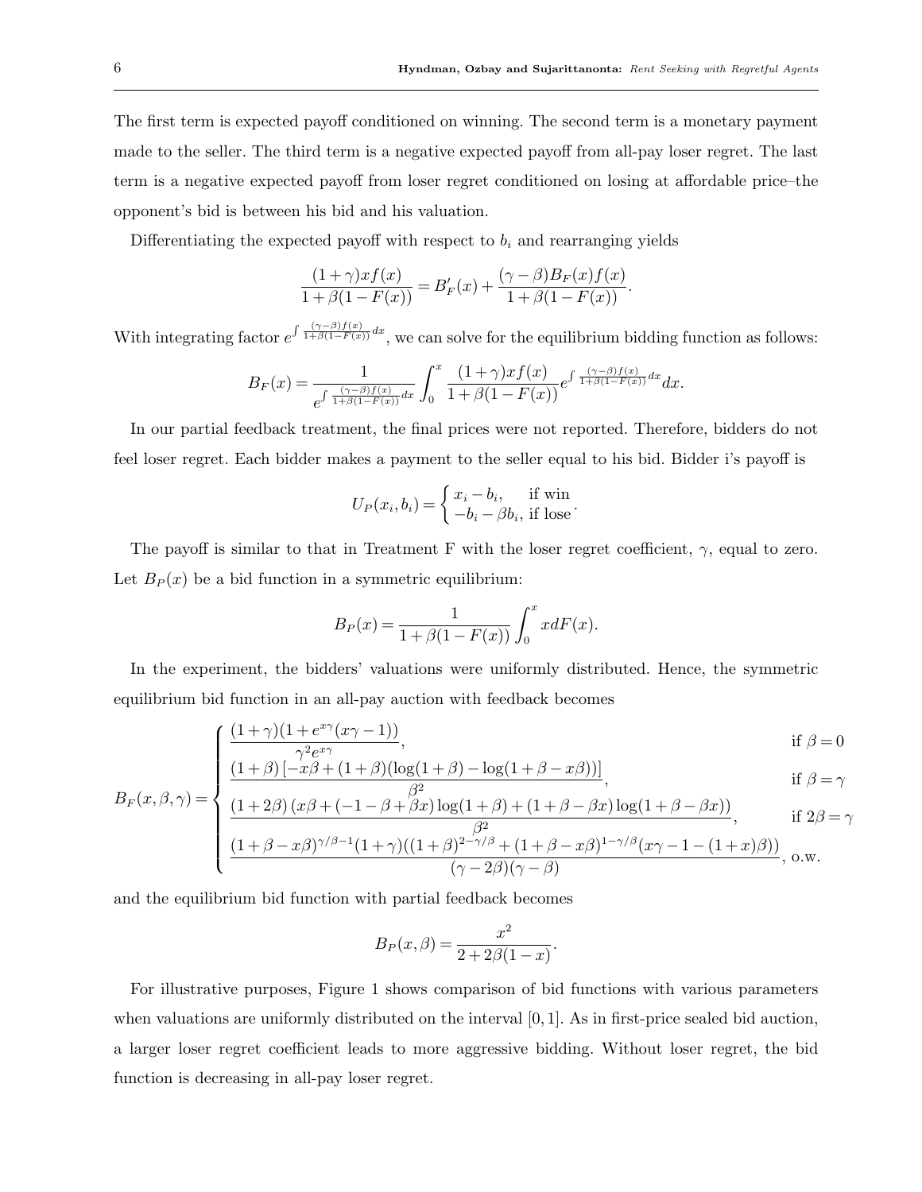The first term is expected payoff conditioned on winning. The second term is a monetary payment made to the seller. The third term is a negative expected payoff from all-pay loser regret. The last term is a negative expected payoff from loser regret conditioned on losing at affordable price–the opponent's bid is between his bid and his valuation.

Differentiating the expected payoff with respect to $b_i$ and rearranging yields

$$\frac{(1+\gamma)xf(x)}{1+\beta(1-F(x))} = B_F'(x) + \frac{(\gamma-\beta)B_F(x)f(x)}{1+\beta(1-F(x))}.$$

With integrating factor $e^{\int \frac{(\gamma-\beta)f(x)}{1+\beta(1-F(x))}dx}$, we can solve for the equilibrium bidding function as follows:

$$B_F(x) = \frac{1}{e^{\int \frac{(\gamma-\beta)f(x)}{1+\beta(1-F(x))}dx}} \int_0^x \frac{(1+\gamma)xf(x)}{1+\beta(1-F(x))} e^{\int \frac{(\gamma-\beta)f(x)}{1+\beta(1-F(x))}dx} dx.$$

In our partial feedback treatment, the final prices were not reported. Therefore, bidders do not feel loser regret. Each bidder makes a payment to the seller equal to his bid. Bidder i's payoff is

$$U_P(x_i, b_i) = \begin{cases} x_i - b_i, & \text{if win} \\ -b_i - \beta b_i, & \text{if lose} \end{cases}.$$

The payoff is similar to that in Treatment F with the loser regret coefficient, $\gamma$, equal to zero. Let $B_P(x)$ be a bid function in a symmetric equilibrium:

$$B_P(x) = \frac{1}{1+\beta(1-F(x))} \int_0^x x dF(x).$$

In the experiment, the bidders' valuations were uniformly distributed. Hence, the symmetric equilibrium bid function in an all-pay auction with feedback becomes

$$B_F(x,\beta,\gamma) = \begin{cases} \dfrac{(1+\gamma)(1+e^{x\gamma}(x\gamma-1))}{\gamma^2 e^{x\gamma}}, & \text{if } \beta = 0 \\ \dfrac{(1+\beta)\left[-x\beta + (1+\beta)(\log(1+\beta) - \log(1+\beta-x\beta))\right]}{\beta^2}, & \text{if } \beta = \gamma \\ \dfrac{(1+2\beta)\left(x\beta + (-1-\beta+\beta x)\log(1+\beta) + (1+\beta-\beta x)\log(1+\beta-\beta x)\right)}{\beta^2}, & \text{if } 2\beta = \gamma \\ \dfrac{(1+\beta-x\beta)^{\gamma/\beta-1}(1+\gamma)((1+\beta)^{2-\gamma/\beta} + (1+\beta-x\beta)^{1-\gamma/\beta}(x\gamma-1-(1+x)\beta))}{(\gamma-2\beta)(\gamma-\beta)}, & \text{o.w.} \end{cases}$$

and the equilibrium bid function with partial feedback becomes

$$B_P(x,\beta) = \frac{x^2}{2+2\beta(1-x)}.$$

For illustrative purposes, Figure 1 shows comparison of bid functions with various parameters when valuations are uniformly distributed on the interval $[0,1]$. As in first-price sealed bid auction, a larger loser regret coefficient leads to more aggressive bidding. Without loser regret, the bid function is decreasing in all-pay loser regret.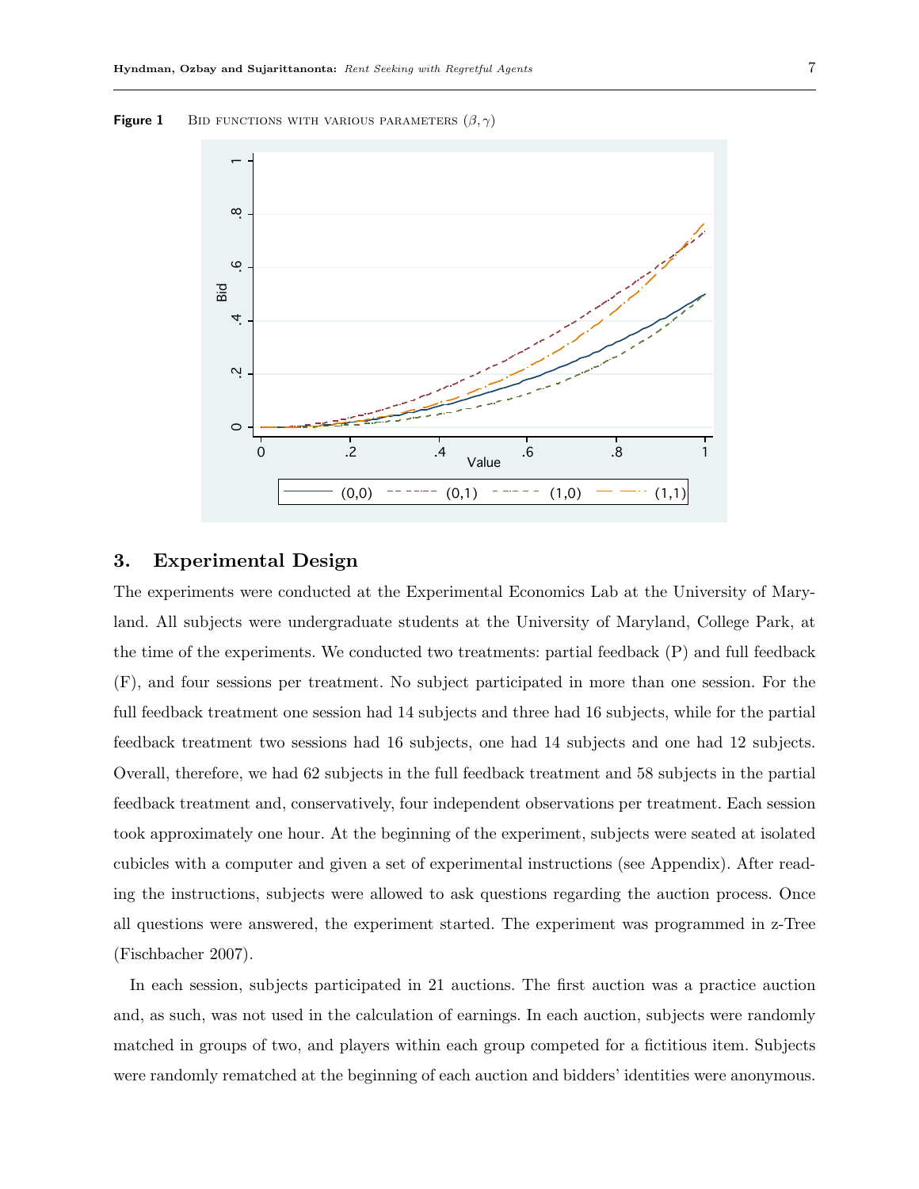**Figure 1** BID FUNCTIONS WITH VARIOUS PARAMETERS $(\beta, \gamma)$

## 3. Experimental Design

The experiments were conducted at the Experimental Economics Lab at the University of Maryland. All subjects were undergraduate students at the University of Maryland, College Park, at the time of the experiments. We conducted two treatments: partial feedback (P) and full feedback (F), and four sessions per treatment. No subject participated in more than one session. For the full feedback treatment one session had 14 subjects and three had 16 subjects, while for the partial feedback treatment two sessions had 16 subjects, one had 14 subjects and one had 12 subjects. Overall, therefore, we had 62 subjects in the full feedback treatment and 58 subjects in the partial feedback treatment and, conservatively, four independent observations per treatment. Each session took approximately one hour. At the beginning of the experiment, subjects were seated at isolated cubicles with a computer and given a set of experimental instructions (see Appendix). After reading the instructions, subjects were allowed to ask questions regarding the auction process. Once all questions were answered, the experiment started. The experiment was programmed in z-Tree (Fischbacher 2007).

In each session, subjects participated in 21 auctions. The first auction was a practice auction and, as such, was not used in the calculation of earnings. In each auction, subjects were randomly matched in groups of two, and players within each group competed for a fictitious item. Subjects were randomly rematched at the beginning of each auction and bidders' identities were anonymous.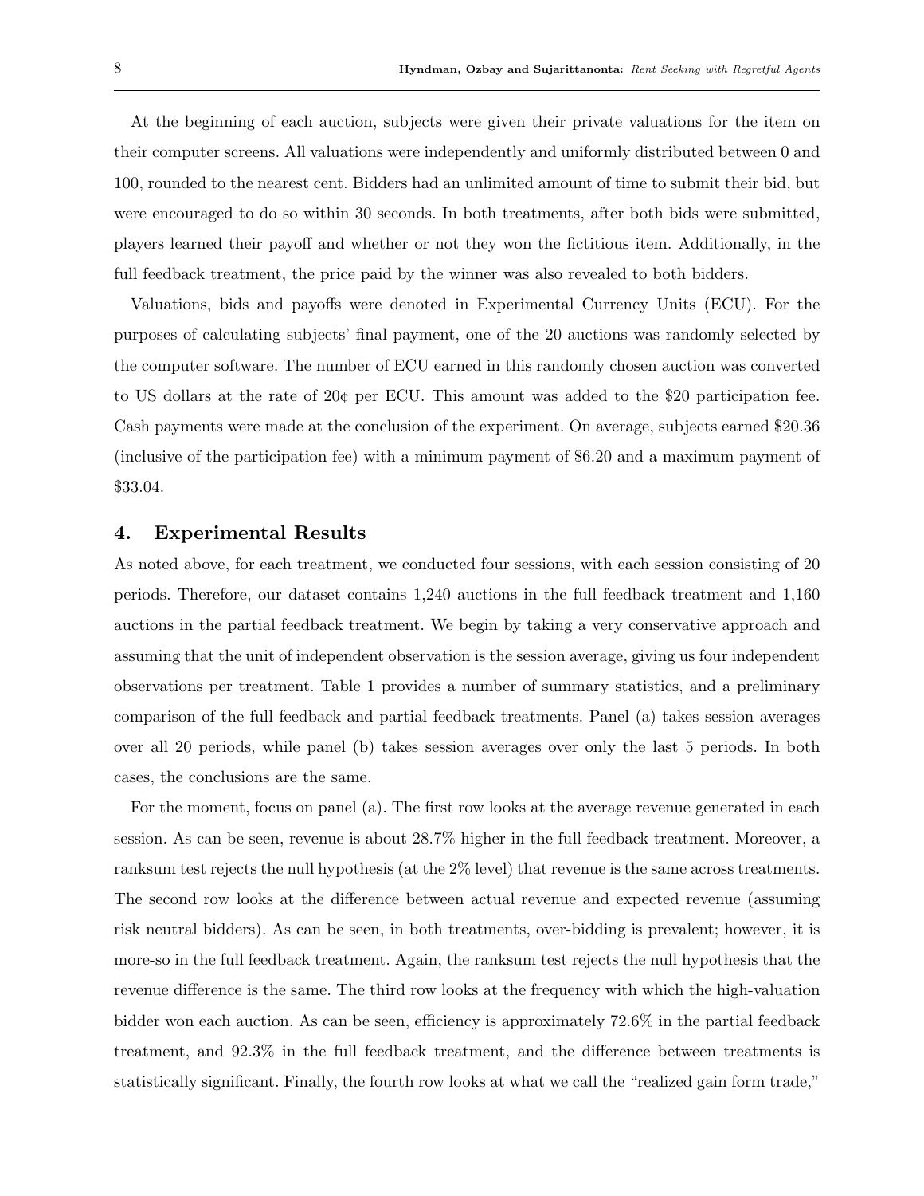At the beginning of each auction, subjects were given their private valuations for the item on their computer screens. All valuations were independently and uniformly distributed between 0 and 100, rounded to the nearest cent. Bidders had an unlimited amount of time to submit their bid, but were encouraged to do so within 30 seconds. In both treatments, after both bids were submitted, players learned their payoff and whether or not they won the fictitious item. Additionally, in the full feedback treatment, the price paid by the winner was also revealed to both bidders.

Valuations, bids and payoffs were denoted in Experimental Currency Units (ECU). For the purposes of calculating subjects' final payment, one of the 20 auctions was randomly selected by the computer software. The number of ECU earned in this randomly chosen auction was converted to US dollars at the rate of 20¢ per ECU. This amount was added to the $20 participation fee. Cash payments were made at the conclusion of the experiment. On average, subjects earned $20.36 (inclusive of the participation fee) with a minimum payment of $6.20 and a maximum payment of $33.04.

## 4. Experimental Results

As noted above, for each treatment, we conducted four sessions, with each session consisting of 20 periods. Therefore, our dataset contains 1,240 auctions in the full feedback treatment and 1,160 auctions in the partial feedback treatment. We begin by taking a very conservative approach and assuming that the unit of independent observation is the session average, giving us four independent observations per treatment. Table 1 provides a number of summary statistics, and a preliminary comparison of the full feedback and partial feedback treatments. Panel (a) takes session averages over all 20 periods, while panel (b) takes session averages over only the last 5 periods. In both cases, the conclusions are the same.

For the moment, focus on panel (a). The first row looks at the average revenue generated in each session. As can be seen, revenue is about 28.7% higher in the full feedback treatment. Moreover, a ranksum test rejects the null hypothesis (at the 2% level) that revenue is the same across treatments. The second row looks at the difference between actual revenue and expected revenue (assuming risk neutral bidders). As can be seen, in both treatments, over-bidding is prevalent; however, it is more-so in the full feedback treatment. Again, the ranksum test rejects the null hypothesis that the revenue difference is the same. The third row looks at the frequency with which the high-valuation bidder won each auction. As can be seen, efficiency is approximately 72.6% in the partial feedback treatment, and 92.3% in the full feedback treatment, and the difference between treatments is statistically significant. Finally, the fourth row looks at what we call the "realized gain form trade,"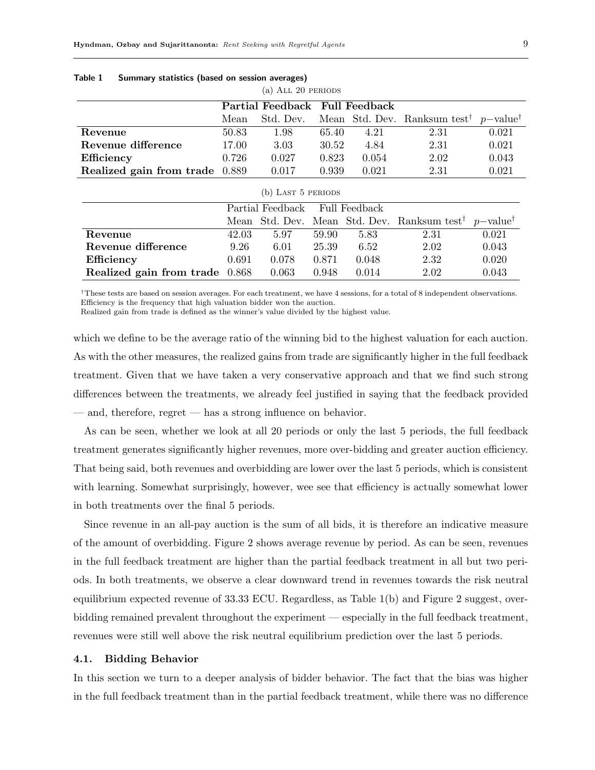**Table 1 Summary statistics (based on session averages)**

(a) All 20 periods

| | Partial Feedback | | Full Feedback | | | |
|---|---|---|---|---|---|---|
| | Mean | Std. Dev. | Mean | Std. Dev. | Ranksum test[†] | $p-$value[†] |
| **Revenue** | 50.83 | 1.98 | 65.40 | 4.21 | 2.31 | 0.021 |
| **Revenue difference** | 17.00 | 3.03 | 30.52 | 4.84 | 2.31 | 0.021 |
| **Efficiency** | 0.726 | 0.027 | 0.823 | 0.054 | 2.02 | 0.043 |
| **Realized gain from trade** | 0.889 | 0.017 | 0.939 | 0.021 | 2.31 | 0.021 |

(b) Last 5 periods

| | Partial Feedback | | Full Feedback | | | |
|---|---|---|---|---|---|---|
| | Mean | Std. Dev. | Mean | Std. Dev. | Ranksum test[†] | $p-$value[†] |
| **Revenue** | 42.03 | 5.97 | 59.90 | 5.83 | 2.31 | 0.021 |
| **Revenue difference** | 9.26 | 6.01 | 25.39 | 6.52 | 2.02 | 0.043 |
| **Efficiency** | 0.691 | 0.078 | 0.871 | 0.048 | 2.32 | 0.020 |
| **Realized gain from trade** | 0.868 | 0.063 | 0.948 | 0.014 | 2.02 | 0.043 |

[†]These tests are based on session averages. For each treatment, we have 4 sessions, for a total of 8 independent observations.
Efficiency is the frequency that high valuation bidder won the auction.
Realized gain from trade is defined as the winner's value divided by the highest value.

which we define to be the average ratio of the winning bid to the highest valuation for each auction. As with the other measures, the realized gains from trade are significantly higher in the full feedback treatment. Given that we have taken a very conservative approach and that we find such strong differences between the treatments, we already feel justified in saying that the feedback provided — and, therefore, regret — has a strong influence on behavior.

As can be seen, whether we look at all 20 periods or only the last 5 periods, the full feedback treatment generates significantly higher revenues, more over-bidding and greater auction efficiency. That being said, both revenues and overbidding are lower over the last 5 periods, which is consistent with learning. Somewhat surprisingly, however, wee see that efficiency is actually somewhat lower in both treatments over the final 5 periods.

Since revenue in an all-pay auction is the sum of all bids, it is therefore an indicative measure of the amount of overbidding. Figure 2 shows average revenue by period. As can be seen, revenues in the full feedback treatment are higher than the partial feedback treatment in all but two periods. In both treatments, we observe a clear downward trend in revenues towards the risk neutral equilibrium expected revenue of 33.33 ECU. Regardless, as Table 1(b) and Figure 2 suggest, overbidding remained prevalent throughout the experiment — especially in the full feedback treatment, revenues were still well above the risk neutral equilibrium prediction over the last 5 periods.

### 4.1. Bidding Behavior

In this section we turn to a deeper analysis of bidder behavior. The fact that the bias was higher in the full feedback treatment than in the partial feedback treatment, while there was no difference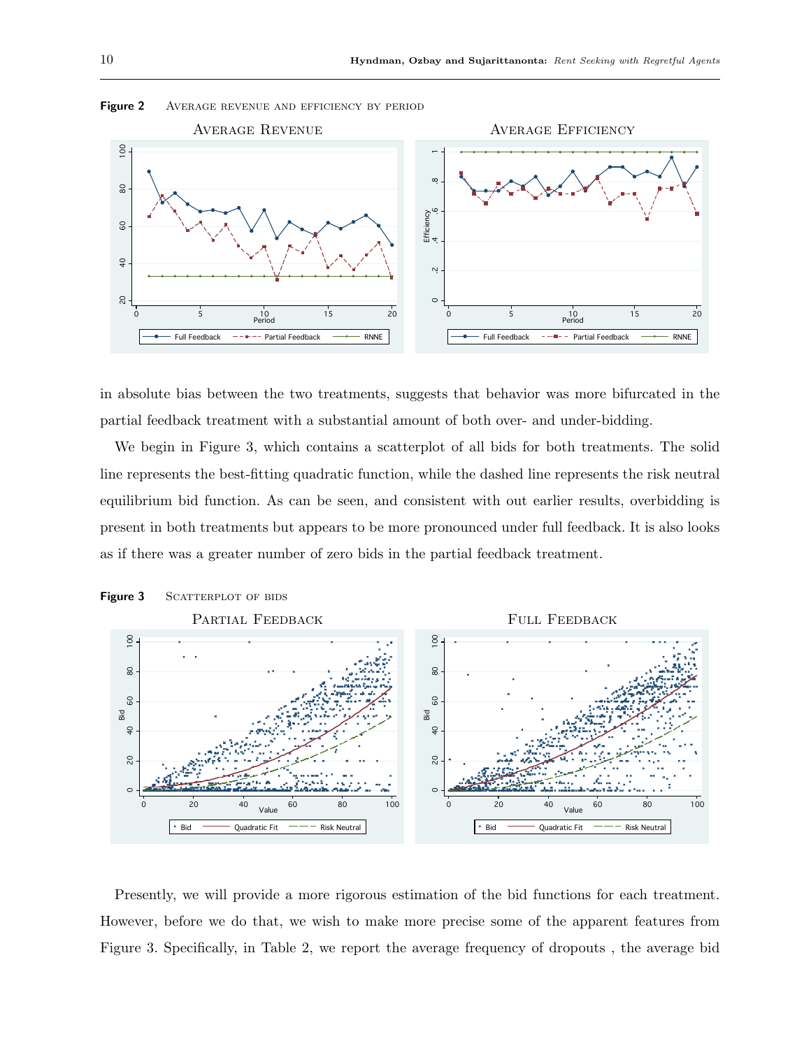**Figure 2** Average revenue and efficiency by period

in absolute bias between the two treatments, suggests that behavior was more bifurcated in the partial feedback treatment with a substantial amount of both over- and under-bidding.

We begin in Figure 3, which contains a scatterplot of all bids for both treatments. The solid line represents the best-fitting quadratic function, while the dashed line represents the risk neutral equilibrium bid function. As can be seen, and consistent with out earlier results, overbidding is present in both treatments but appears to be more pronounced under full feedback. It is also looks as if there was a greater number of zero bids in the partial feedback treatment.

**Figure 3** Scatterplot of bids

Presently, we will provide a more rigorous estimation of the bid functions for each treatment. However, before we do that, we wish to make more precise some of the apparent features from Figure 3. Specifically, in Table 2, we report the average frequency of dropouts , the average bid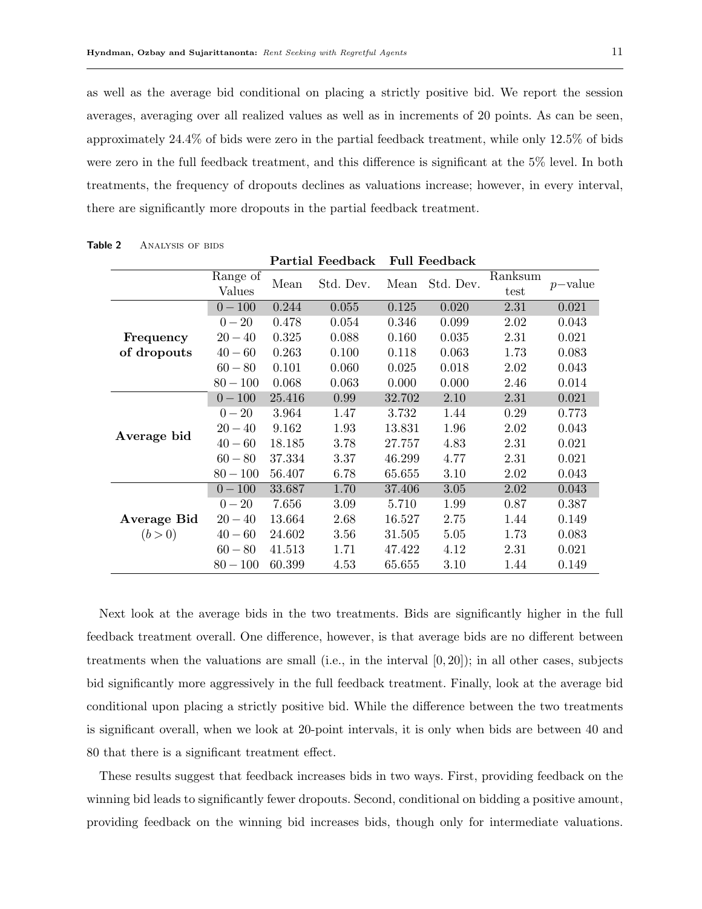as well as the average bid conditional on placing a strictly positive bid. We report the session averages, averaging over all realized values as well as in increments of 20 points. As can be seen, approximately 24.4% of bids were zero in the partial feedback treatment, while only 12.5% of bids were zero in the full feedback treatment, and this difference is significant at the 5% level. In both treatments, the frequency of dropouts declines as valuations increase; however, in every interval, there are significantly more dropouts in the partial feedback treatment.

**Table 2** Analysis of bids

| | | **Partial Feedback** | | **Full Feedback** | | | |
|---|---|---|---|---|---|---|---|
| | Range of Values | Mean | Std. Dev. | Mean | Std. Dev. | Ranksum test | $p$−value |
| **Frequency of dropouts** | $0-100$ | 0.244 | 0.055 | 0.125 | 0.020 | 2.31 | 0.021 |
| | $0-20$ | 0.478 | 0.054 | 0.346 | 0.099 | 2.02 | 0.043 |
| | $20-40$ | 0.325 | 0.088 | 0.160 | 0.035 | 2.31 | 0.021 |
| | $40-60$ | 0.263 | 0.100 | 0.118 | 0.063 | 1.73 | 0.083 |
| | $60-80$ | 0.101 | 0.060 | 0.025 | 0.018 | 2.02 | 0.043 |
| | $80-100$ | 0.068 | 0.063 | 0.000 | 0.000 | 2.46 | 0.014 |
| **Average bid** | $0-100$ | 25.416 | 0.99 | 32.702 | 2.10 | 2.31 | 0.021 |
| | $0-20$ | 3.964 | 1.47 | 3.732 | 1.44 | 0.29 | 0.773 |
| | $20-40$ | 9.162 | 1.93 | 13.831 | 1.96 | 2.02 | 0.043 |
| | $40-60$ | 18.185 | 3.78 | 27.757 | 4.83 | 2.31 | 0.021 |
| | $60-80$ | 37.334 | 3.37 | 46.299 | 4.77 | 2.31 | 0.021 |
| | $80-100$ | 56.407 | 6.78 | 65.655 | 3.10 | 2.02 | 0.043 |
| **Average Bid** ($b > 0$) | $0-100$ | 33.687 | 1.70 | 37.406 | 3.05 | 2.02 | 0.043 |
| | $0-20$ | 7.656 | 3.09 | 5.710 | 1.99 | 0.87 | 0.387 |
| | $20-40$ | 13.664 | 2.68 | 16.527 | 2.75 | 1.44 | 0.149 |
| | $40-60$ | 24.602 | 3.56 | 31.505 | 5.05 | 1.73 | 0.083 |
| | $60-80$ | 41.513 | 1.71 | 47.422 | 4.12 | 2.31 | 0.021 |
| | $80-100$ | 60.399 | 4.53 | 65.655 | 3.10 | 1.44 | 0.149 |

Next look at the average bids in the two treatments. Bids are significantly higher in the full feedback treatment overall. One difference, however, is that average bids are no different between treatments when the valuations are small (i.e., in the interval $[0, 20]$); in all other cases, subjects bid significantly more aggressively in the full feedback treatment. Finally, look at the average bid conditional upon placing a strictly positive bid. While the difference between the two treatments is significant overall, when we look at 20-point intervals, it is only when bids are between 40 and 80 that there is a significant treatment effect.

These results suggest that feedback increases bids in two ways. First, providing feedback on the winning bid leads to significantly fewer dropouts. Second, conditional on bidding a positive amount, providing feedback on the winning bid increases bids, though only for intermediate valuations.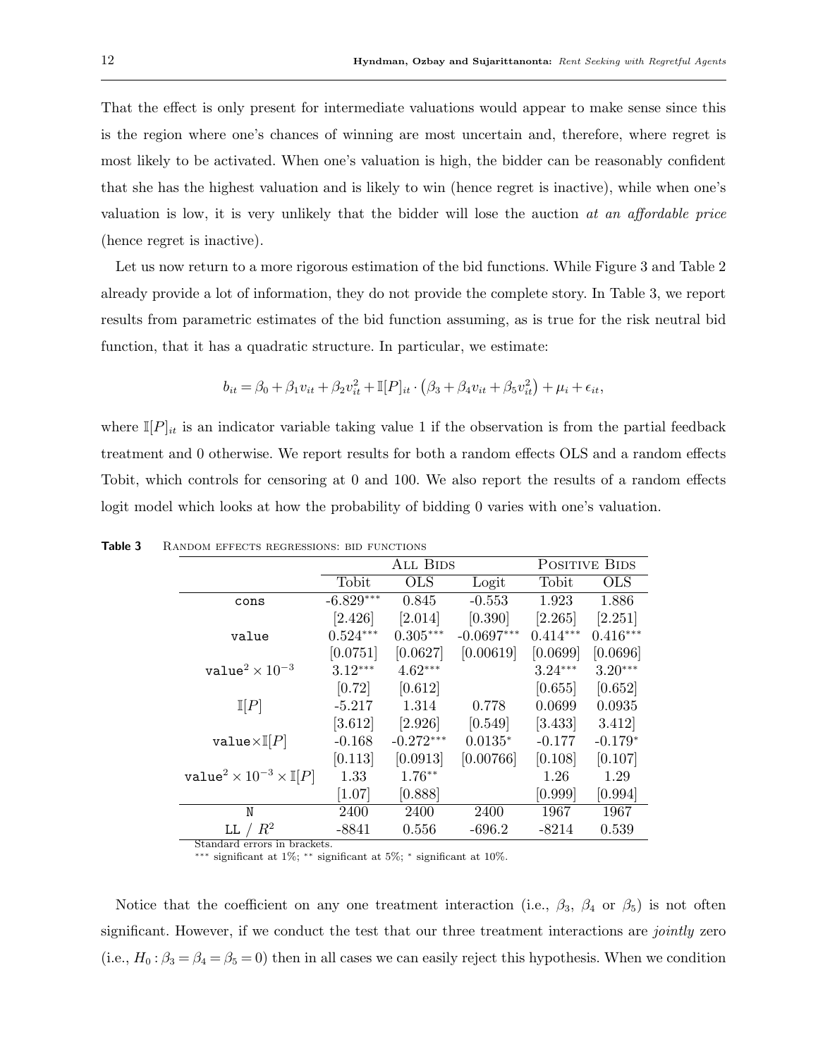That the effect is only present for intermediate valuations would appear to make sense since this is the region where one's chances of winning are most uncertain and, therefore, where regret is most likely to be activated. When one's valuation is high, the bidder can be reasonably confident that she has the highest valuation and is likely to win (hence regret is inactive), while when one's valuation is low, it is very unlikely that the bidder will lose the auction *at an affordable price* (hence regret is inactive).

Let us now return to a more rigorous estimation of the bid functions. While Figure 3 and Table 2 already provide a lot of information, they do not provide the complete story. In Table 3, we report results from parametric estimates of the bid function assuming, as is true for the risk neutral bid function, that it has a quadratic structure. In particular, we estimate:

$$b_{it} = \beta_0 + \beta_1 v_{it} + \beta_2 v_{it}^2 + \mathbb{I}[P]_{it} \cdot \left(\beta_3 + \beta_4 v_{it} + \beta_5 v_{it}^2\right) + \mu_i + \epsilon_{it},$$

where $\mathbb{I}[P]_{it}$ is an indicator variable taking value 1 if the observation is from the partial feedback treatment and 0 otherwise. We report results for both a random effects OLS and a random effects Tobit, which controls for censoring at 0 and 100. We also report the results of a random effects logit model which looks at how the probability of bidding 0 varies with one's valuation.

**Table 3** Random effects regressions: bid functions

| | All Bids | | | Positive Bids | |
|---|---|---|---|---|---|
| | Tobit | OLS | Logit | Tobit | OLS |
| cons | -6.829*** | 0.845 | -0.553 | 1.923 | 1.886 |
| | [2.426] | [2.014] | [0.390] | [2.265] | [2.251] |
| value | 0.524*** | 0.305*** | -0.0697*** | 0.414*** | 0.416*** |
| | [0.0751] | [0.0627] | [0.00619] | [0.0699] | [0.0696] |
| $\text{value}^2 \times 10^{-3}$ | 3.12*** | 4.62*** | | 3.24*** | 3.20*** |
| | [0.72] | [0.612] | | [0.655] | [0.652] |
| $\mathbb{I}[P]$ | -5.217 | 1.314 | 0.778 | 0.0699 | 0.0935 |
| | [3.612] | [2.926] | [0.549] | [3.433] | 3.412] |
| $\text{value} \times \mathbb{I}[P]$ | -0.168 | -0.272*** | 0.0135* | -0.177 | -0.179* |
| | [0.113] | [0.0913] | [0.00766] | [0.108] | [0.107] |
| $\text{value}^2 \times 10^{-3} \times \mathbb{I}[P]$ | 1.33 | 1.76** | | 1.26 | 1.29 |
| | [1.07] | [0.888] | | [0.999] | [0.994] |
| N | 2400 | 2400 | 2400 | 1967 | 1967 |
| LL / $R^2$ | -8841 | 0.556 | -696.2 | -8214 | 0.539 |

Standard errors in brackets.
*** significant at 1%; ** significant at 5%; * significant at 10%.

Notice that the coefficient on any one treatment interaction (i.e., $\beta_3$, $\beta_4$ or $\beta_5$) is not often significant. However, if we conduct the test that our three treatment interactions are *jointly* zero (i.e., $H_0 : \beta_3 = \beta_4 = \beta_5 = 0$) then in all cases we can easily reject this hypothesis. When we condition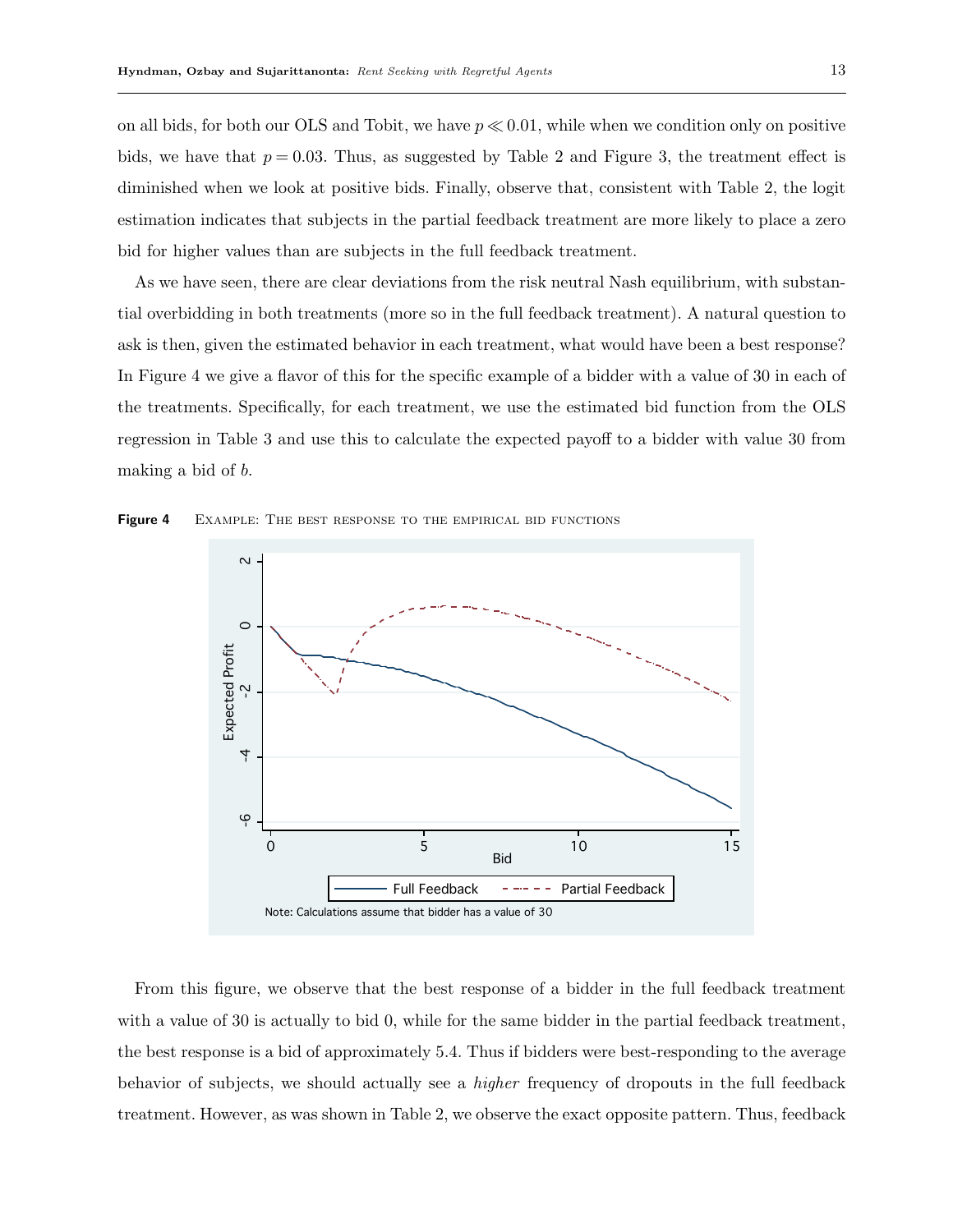on all bids, for both our OLS and Tobit, we have $p \ll 0.01$, while when we condition only on positive bids, we have that $p = 0.03$. Thus, as suggested by Table 2 and Figure 3, the treatment effect is diminished when we look at positive bids. Finally, observe that, consistent with Table 2, the logit estimation indicates that subjects in the partial feedback treatment are more likely to place a zero bid for higher values than are subjects in the full feedback treatment.

As we have seen, there are clear deviations from the risk neutral Nash equilibrium, with substantial overbidding in both treatments (more so in the full feedback treatment). A natural question to ask is then, given the estimated behavior in each treatment, what would have been a best response? In Figure 4 we give a flavor of this for the specific example of a bidder with a value of 30 in each of the treatments. Specifically, for each treatment, we use the estimated bid function from the OLS regression in Table 3 and use this to calculate the expected payoff to a bidder with value 30 from making a bid of $b$.

**Figure 4** Example: The best response to the empirical bid functions

Note: Calculations assume that bidder has a value of 30

From this figure, we observe that the best response of a bidder in the full feedback treatment with a value of 30 is actually to bid 0, while for the same bidder in the partial feedback treatment, the best response is a bid of approximately 5.4. Thus if bidders were best-responding to the average behavior of subjects, we should actually see a *higher* frequency of dropouts in the full feedback treatment. However, as was shown in Table 2, we observe the exact opposite pattern. Thus, feedback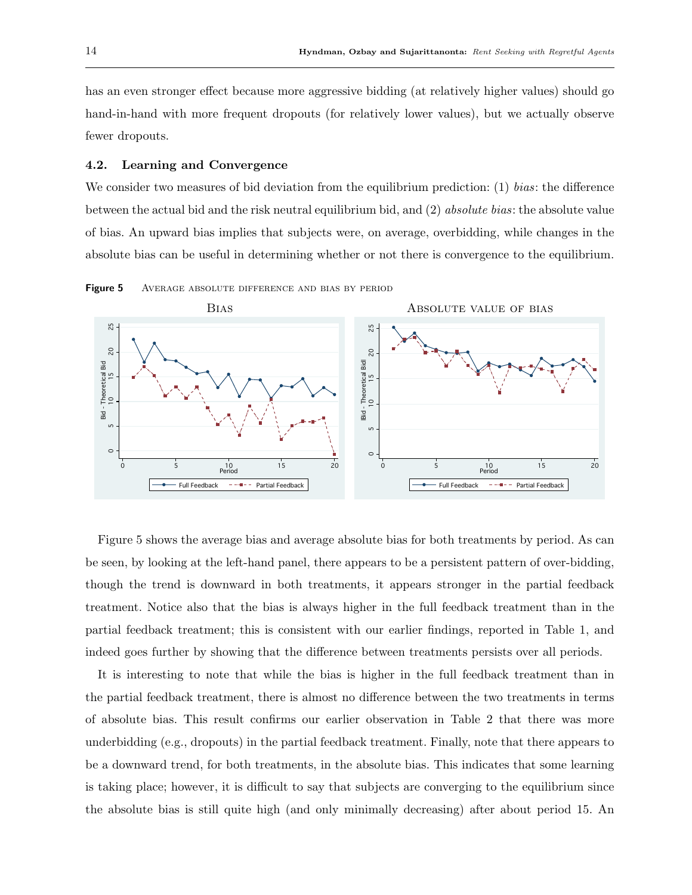has an even stronger effect because more aggressive bidding (at relatively higher values) should go hand-in-hand with more frequent dropouts (for relatively lower values), but we actually observe fewer dropouts.

### 4.2. Learning and Convergence

We consider two measures of bid deviation from the equilibrium prediction: (1) *bias*: the difference between the actual bid and the risk neutral equilibrium bid, and (2) *absolute bias*: the absolute value of bias. An upward bias implies that subjects were, on average, overbidding, while changes in the absolute bias can be useful in determining whether or not there is convergence to the equilibrium.

**Figure 5** Average absolute difference and bias by period

Figure 5 shows the average bias and average absolute bias for both treatments by period. As can be seen, by looking at the left-hand panel, there appears to be a persistent pattern of over-bidding, though the trend is downward in both treatments, it appears stronger in the partial feedback treatment. Notice also that the bias is always higher in the full feedback treatment than in the partial feedback treatment; this is consistent with our earlier findings, reported in Table 1, and indeed goes further by showing that the difference between treatments persists over all periods.

It is interesting to note that while the bias is higher in the full feedback treatment than in the partial feedback treatment, there is almost no difference between the two treatments in terms of absolute bias. This result confirms our earlier observation in Table 2 that there was more underbidding (e.g., dropouts) in the partial feedback treatment. Finally, note that there appears to be a downward trend, for both treatments, in the absolute bias. This indicates that some learning is taking place; however, it is difficult to say that subjects are converging to the equilibrium since the absolute bias is still quite high (and only minimally decreasing) after about period 15. An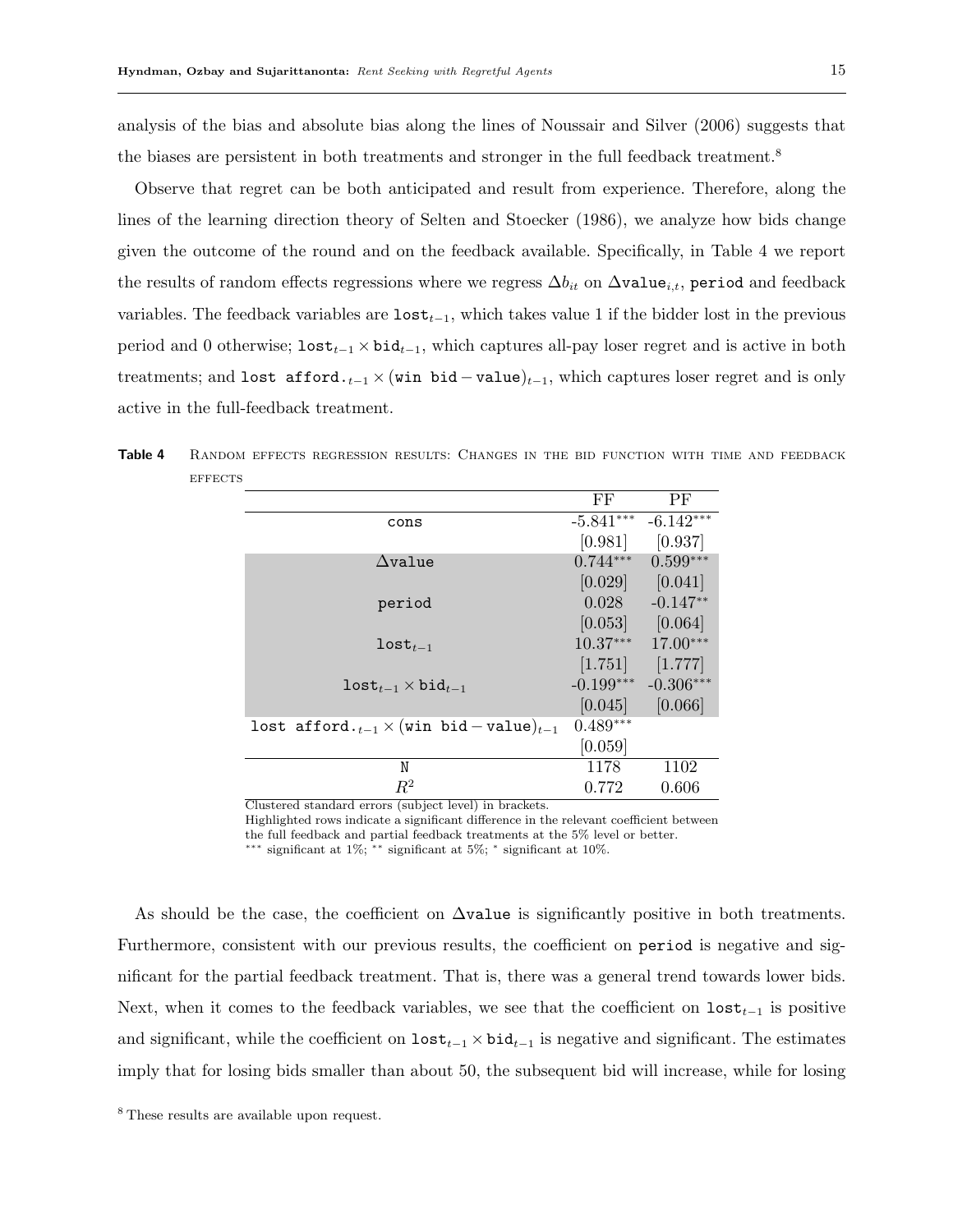analysis of the bias and absolute bias along the lines of Noussair and Silver (2006) suggests that the biases are persistent in both treatments and stronger in the full feedback treatment.[8]

Observe that regret can be both anticipated and result from experience. Therefore, along the lines of the learning direction theory of Selten and Stoecker (1986), we analyze how bids change given the outcome of the round and on the feedback available. Specifically, in Table 4 we report the results of random effects regressions where we regress $\Delta b_{it}$ on $\Delta \texttt{value}_{i,t}$, `period` and feedback variables. The feedback variables are $\texttt{lost}_{t-1}$, which takes value 1 if the bidder lost in the previous period and 0 otherwise; $\texttt{lost}_{t-1} \times \texttt{bid}_{t-1}$, which captures all-pay loser regret and is active in both treatments; and $\texttt{lost afford.}_{t-1} \times (\texttt{win bid} - \texttt{value})_{t-1}$, which captures loser regret and is only active in the full-feedback treatment.

**Table 4** Random effects regression results: Changes in the bid function with time and feedback effects

| | FF | PF |
|---|---|---|
| cons | -5.841*** | -6.142*** |
| | [0.981] | [0.937] |
| $\Delta$value | 0.744*** | 0.599*** |
| | [0.029] | [0.041] |
| period | 0.028 | -0.147** |
| | [0.053] | [0.064] |
| $\texttt{lost}_{t-1}$ | 10.37*** | 17.00*** |
| | [1.751] | [1.777] |
| $\texttt{lost}_{t-1} \times \texttt{bid}_{t-1}$ | -0.199*** | -0.306*** |
| | [0.045] | [0.066] |
| $\texttt{lost afford.}_{t-1} \times (\texttt{win bid} - \texttt{value})_{t-1}$ | 0.489*** | |
| | [0.059] | |
| N | 1178 | 1102 |
| $R^2$ | 0.772 | 0.606 |

Clustered standard errors (subject level) in brackets.
Highlighted rows indicate a significant difference in the relevant coefficient between the full feedback and partial feedback treatments at the 5% level or better.
*** significant at 1%; ** significant at 5%; * significant at 10%.

As should be the case, the coefficient on $\Delta$`value` is significantly positive in both treatments. Furthermore, consistent with our previous results, the coefficient on `period` is negative and significant for the partial feedback treatment. That is, there was a general trend towards lower bids. Next, when it comes to the feedback variables, we see that the coefficient on $\texttt{lost}_{t-1}$ is positive and significant, while the coefficient on $\texttt{lost}_{t-1} \times \texttt{bid}_{t-1}$ is negative and significant. The estimates imply that for losing bids smaller than about 50, the subsequent bid will increase, while for losing

[8] These results are available upon request.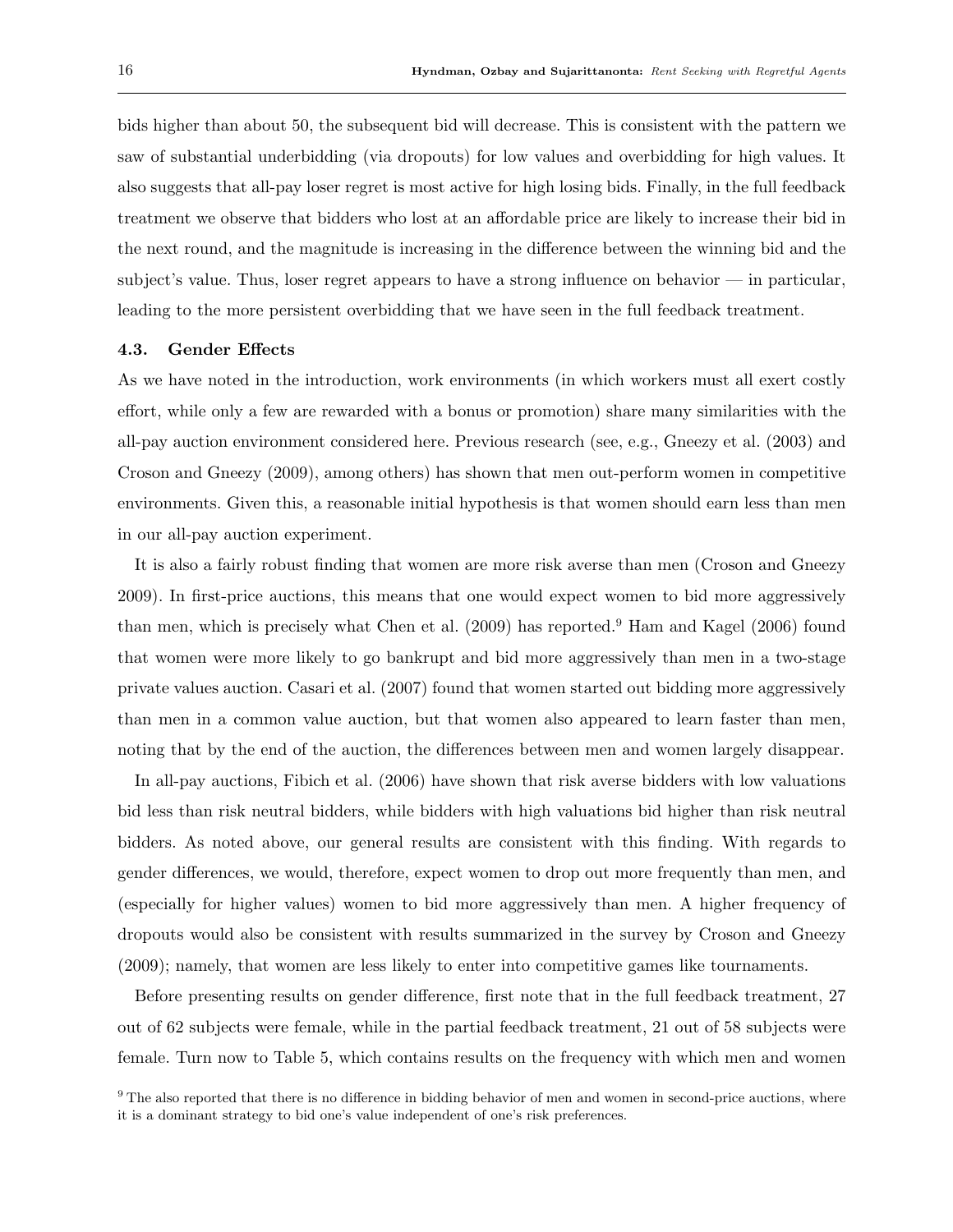bids higher than about 50, the subsequent bid will decrease. This is consistent with the pattern we saw of substantial underbidding (via dropouts) for low values and overbidding for high values. It also suggests that all-pay loser regret is most active for high losing bids. Finally, in the full feedback treatment we observe that bidders who lost at an affordable price are likely to increase their bid in the next round, and the magnitude is increasing in the difference between the winning bid and the subject's value. Thus, loser regret appears to have a strong influence on behavior — in particular, leading to the more persistent overbidding that we have seen in the full feedback treatment.

### 4.3. Gender Effects

As we have noted in the introduction, work environments (in which workers must all exert costly effort, while only a few are rewarded with a bonus or promotion) share many similarities with the all-pay auction environment considered here. Previous research (see, e.g., Gneezy et al. (2003) and Croson and Gneezy (2009), among others) has shown that men out-perform women in competitive environments. Given this, a reasonable initial hypothesis is that women should earn less than men in our all-pay auction experiment.

It is also a fairly robust finding that women are more risk averse than men (Croson and Gneezy 2009). In first-price auctions, this means that one would expect women to bid more aggressively than men, which is precisely what Chen et al. (2009) has reported.[9] Ham and Kagel (2006) found that women were more likely to go bankrupt and bid more aggressively than men in a two-stage private values auction. Casari et al. (2007) found that women started out bidding more aggressively than men in a common value auction, but that women also appeared to learn faster than men, noting that by the end of the auction, the differences between men and women largely disappear.

In all-pay auctions, Fibich et al. (2006) have shown that risk averse bidders with low valuations bid less than risk neutral bidders, while bidders with high valuations bid higher than risk neutral bidders. As noted above, our general results are consistent with this finding. With regards to gender differences, we would, therefore, expect women to drop out more frequently than men, and (especially for higher values) women to bid more aggressively than men. A higher frequency of dropouts would also be consistent with results summarized in the survey by Croson and Gneezy (2009); namely, that women are less likely to enter into competitive games like tournaments.

Before presenting results on gender difference, first note that in the full feedback treatment, 27 out of 62 subjects were female, while in the partial feedback treatment, 21 out of 58 subjects were female. Turn now to Table 5, which contains results on the frequency with which men and women

[9] The also reported that there is no difference in bidding behavior of men and women in second-price auctions, where it is a dominant strategy to bid one's value independent of one's risk preferences.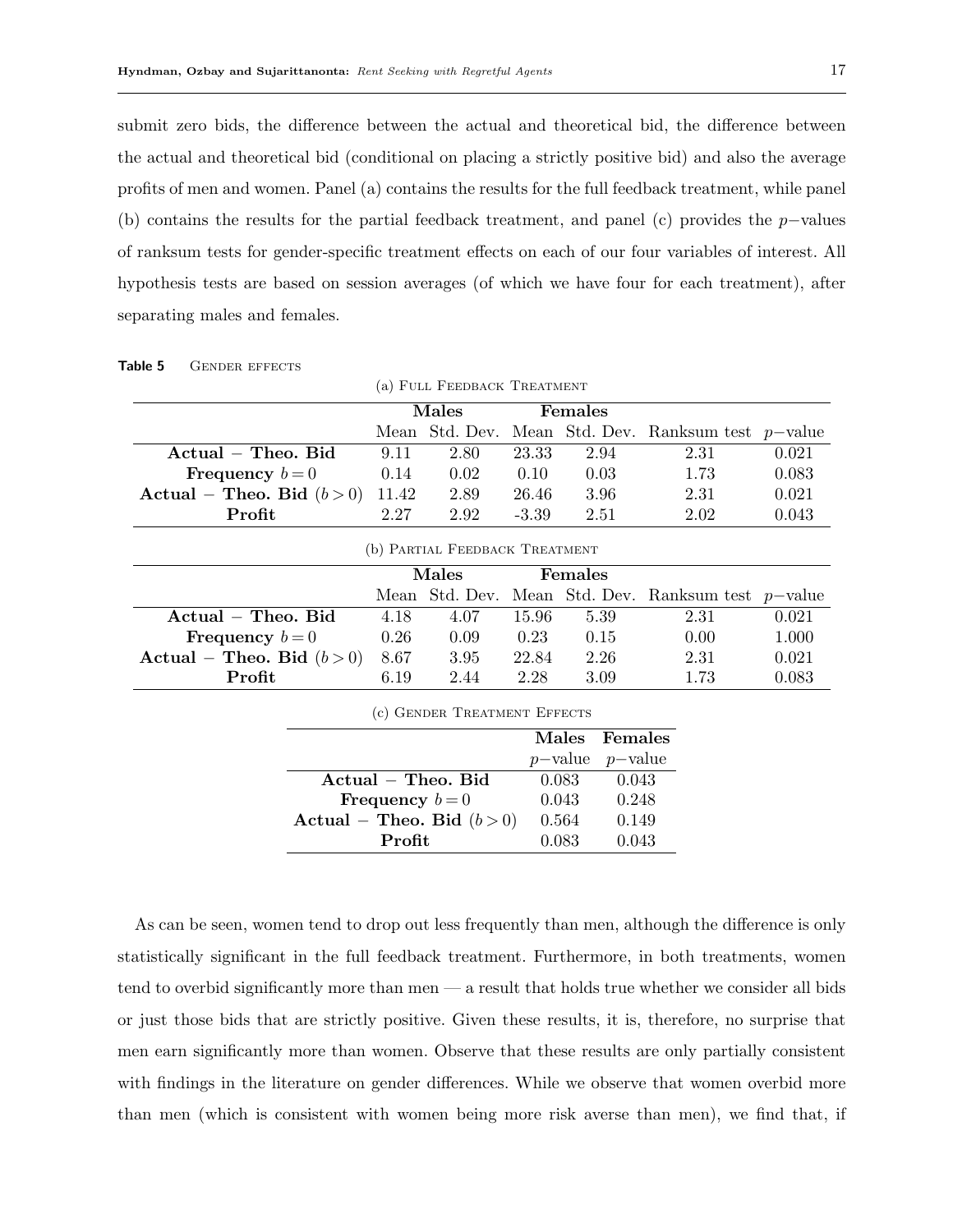submit zero bids, the difference between the actual and theoretical bid, the difference between the actual and theoretical bid (conditional on placing a strictly positive bid) and also the average profits of men and women. Panel (a) contains the results for the full feedback treatment, while panel (b) contains the results for the partial feedback treatment, and panel (c) provides the $p$−values of ranksum tests for gender-specific treatment effects on each of our four variables of interest. All hypothesis tests are based on session averages (of which we have four for each treatment), after separating males and females.

**Table 5** Gender effects

(a) Full Feedback Treatment

| | **Males** | | **Females** | | | |
|---|---|---|---|---|---|---|
| | Mean | Std. Dev. | Mean | Std. Dev. | Ranksum test | $p$−value |
| **Actual − Theo. Bid** | 9.11 | 2.80 | 23.33 | 2.94 | 2.31 | 0.021 |
| **Frequency** $b = 0$ | 0.14 | 0.02 | 0.10 | 0.03 | 1.73 | 0.083 |
| **Actual − Theo. Bid** $(b > 0)$ | 11.42 | 2.89 | 26.46 | 3.96 | 2.31 | 0.021 |
| **Profit** | 2.27 | 2.92 | -3.39 | 2.51 | 2.02 | 0.043 |

(b) Partial Feedback Treatment

| | **Males** | | **Females** | | | |
|---|---|---|---|---|---|---|
| | Mean | Std. Dev. | Mean | Std. Dev. | Ranksum test | $p$−value |
| **Actual − Theo. Bid** | 4.18 | 4.07 | 15.96 | 5.39 | 2.31 | 0.021 |
| **Frequency** $b = 0$ | 0.26 | 0.09 | 0.23 | 0.15 | 0.00 | 1.000 |
| **Actual − Theo. Bid** $(b > 0)$ | 8.67 | 3.95 | 22.84 | 2.26 | 2.31 | 0.021 |
| **Profit** | 6.19 | 2.44 | 2.28 | 3.09 | 1.73 | 0.083 |

(c) Gender Treatment Effects

| | **Males** | **Females** |
|---|---|---|
| | $p$−value | $p$−value |
| **Actual − Theo. Bid** | 0.083 | 0.043 |
| **Frequency** $b = 0$ | 0.043 | 0.248 |
| **Actual − Theo. Bid** $(b > 0)$ | 0.564 | 0.149 |
| **Profit** | 0.083 | 0.043 |

As can be seen, women tend to drop out less frequently than men, although the difference is only statistically significant in the full feedback treatment. Furthermore, in both treatments, women tend to overbid significantly more than men — a result that holds true whether we consider all bids or just those bids that are strictly positive. Given these results, it is, therefore, no surprise that men earn significantly more than women. Observe that these results are only partially consistent with findings in the literature on gender differences. While we observe that women overbid more than men (which is consistent with women being more risk averse than men), we find that, if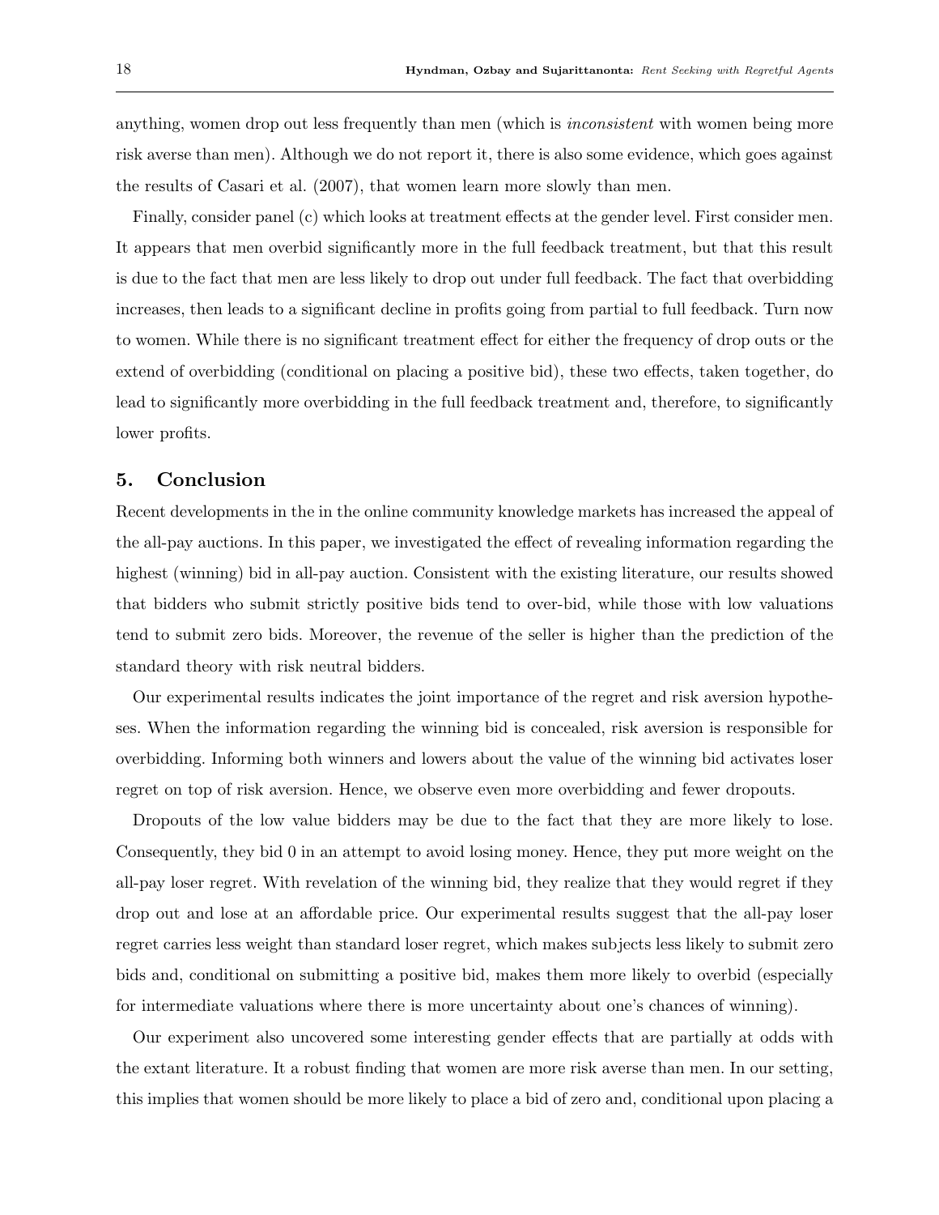anything, women drop out less frequently than men (which is *inconsistent* with women being more risk averse than men). Although we do not report it, there is also some evidence, which goes against the results of Casari et al. (2007), that women learn more slowly than men.

Finally, consider panel (c) which looks at treatment effects at the gender level. First consider men. It appears that men overbid significantly more in the full feedback treatment, but that this result is due to the fact that men are less likely to drop out under full feedback. The fact that overbidding increases, then leads to a significant decline in profits going from partial to full feedback. Turn now to women. While there is no significant treatment effect for either the frequency of drop outs or the extend of overbidding (conditional on placing a positive bid), these two effects, taken together, do lead to significantly more overbidding in the full feedback treatment and, therefore, to significantly lower profits.

## 5. Conclusion

Recent developments in the in the online community knowledge markets has increased the appeal of the all-pay auctions. In this paper, we investigated the effect of revealing information regarding the highest (winning) bid in all-pay auction. Consistent with the existing literature, our results showed that bidders who submit strictly positive bids tend to over-bid, while those with low valuations tend to submit zero bids. Moreover, the revenue of the seller is higher than the prediction of the standard theory with risk neutral bidders.

Our experimental results indicates the joint importance of the regret and risk aversion hypotheses. When the information regarding the winning bid is concealed, risk aversion is responsible for overbidding. Informing both winners and lowers about the value of the winning bid activates loser regret on top of risk aversion. Hence, we observe even more overbidding and fewer dropouts.

Dropouts of the low value bidders may be due to the fact that they are more likely to lose. Consequently, they bid 0 in an attempt to avoid losing money. Hence, they put more weight on the all-pay loser regret. With revelation of the winning bid, they realize that they would regret if they drop out and lose at an affordable price. Our experimental results suggest that the all-pay loser regret carries less weight than standard loser regret, which makes subjects less likely to submit zero bids and, conditional on submitting a positive bid, makes them more likely to overbid (especially for intermediate valuations where there is more uncertainty about one's chances of winning).

Our experiment also uncovered some interesting gender effects that are partially at odds with the extant literature. It a robust finding that women are more risk averse than men. In our setting, this implies that women should be more likely to place a bid of zero and, conditional upon placing a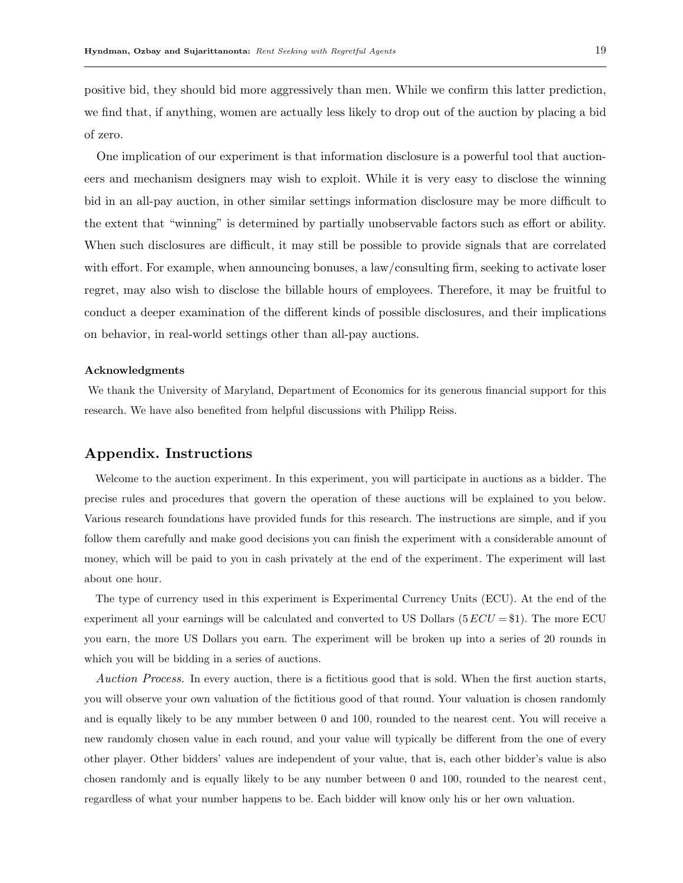positive bid, they should bid more aggressively than men. While we confirm this latter prediction, we find that, if anything, women are actually less likely to drop out of the auction by placing a bid of zero.

One implication of our experiment is that information disclosure is a powerful tool that auctioneers and mechanism designers may wish to exploit. While it is very easy to disclose the winning bid in an all-pay auction, in other similar settings information disclosure may be more difficult to the extent that "winning" is determined by partially unobservable factors such as effort or ability. When such disclosures are difficult, it may still be possible to provide signals that are correlated with effort. For example, when announcing bonuses, a law/consulting firm, seeking to activate loser regret, may also wish to disclose the billable hours of employees. Therefore, it may be fruitful to conduct a deeper examination of the different kinds of possible disclosures, and their implications on behavior, in real-world settings other than all-pay auctions.

#### Acknowledgments

We thank the University of Maryland, Department of Economics for its generous financial support for this research. We have also benefited from helpful discussions with Philipp Reiss.

## Appendix. Instructions

Welcome to the auction experiment. In this experiment, you will participate in auctions as a bidder. The precise rules and procedures that govern the operation of these auctions will be explained to you below. Various research foundations have provided funds for this research. The instructions are simple, and if you follow them carefully and make good decisions you can finish the experiment with a considerable amount of money, which will be paid to you in cash privately at the end of the experiment. The experiment will last about one hour.

The type of currency used in this experiment is Experimental Currency Units (ECU). At the end of the experiment all your earnings will be calculated and converted to US Dollars ($5\,ECU = \$1$). The more ECU you earn, the more US Dollars you earn. The experiment will be broken up into a series of 20 rounds in which you will be bidding in a series of auctions.

*Auction Process.* In every auction, there is a fictitious good that is sold. When the first auction starts, you will observe your own valuation of the fictitious good of that round. Your valuation is chosen randomly and is equally likely to be any number between 0 and 100, rounded to the nearest cent. You will receive a new randomly chosen value in each round, and your value will typically be different from the one of every other player. Other bidders' values are independent of your value, that is, each other bidder's value is also chosen randomly and is equally likely to be any number between 0 and 100, rounded to the nearest cent, regardless of what your number happens to be. Each bidder will know only his or her own valuation.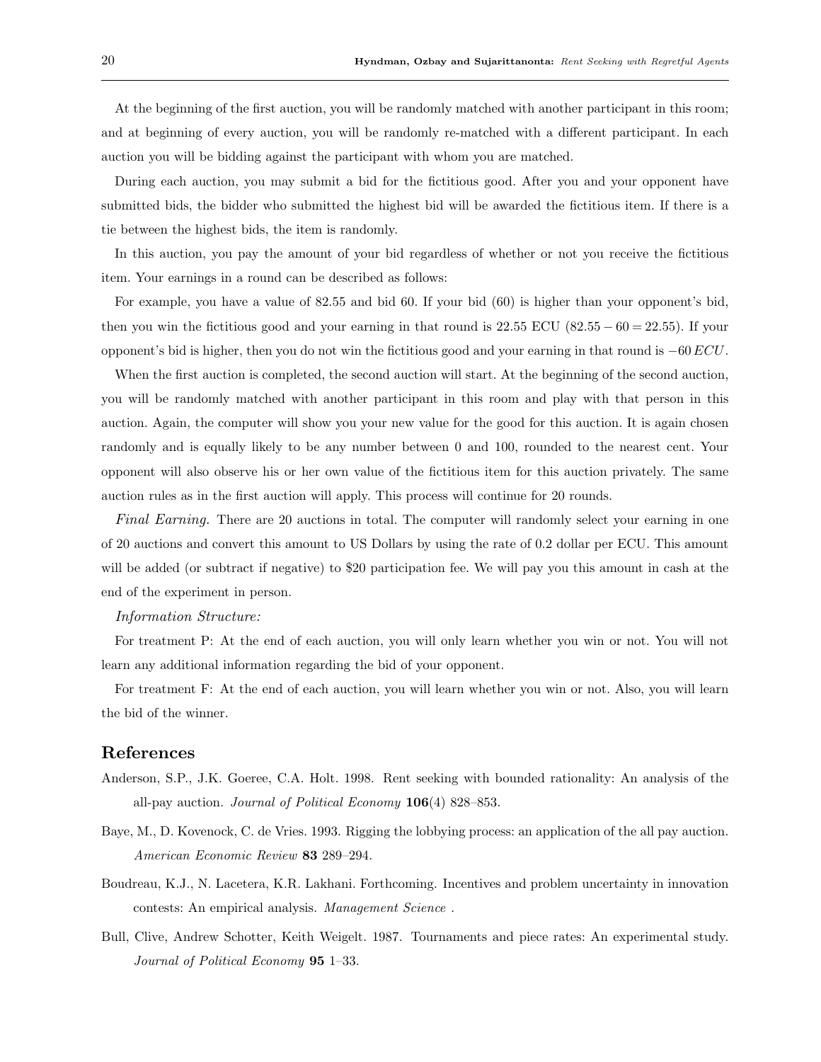At the beginning of the first auction, you will be randomly matched with another participant in this room; and at beginning of every auction, you will be randomly re-matched with a different participant. In each auction you will be bidding against the participant with whom you are matched.

During each auction, you may submit a bid for the fictitious good. After you and your opponent have submitted bids, the bidder who submitted the highest bid will be awarded the fictitious item. If there is a tie between the highest bids, the item is randomly.

In this auction, you pay the amount of your bid regardless of whether or not you receive the fictitious item. Your earnings in a round can be described as follows:

For example, you have a value of 82.55 and bid 60. If your bid (60) is higher than your opponent's bid, then you win the fictitious good and your earning in that round is 22.55 ECU ($82.55 - 60 = 22.55$). If your opponent's bid is higher, then you do not win the fictitious good and your earning in that round is $-60\,ECU$.

When the first auction is completed, the second auction will start. At the beginning of the second auction, you will be randomly matched with another participant in this room and play with that person in this auction. Again, the computer will show you your new value for the good for this auction. It is again chosen randomly and is equally likely to be any number between 0 and 100, rounded to the nearest cent. Your opponent will also observe his or her own value of the fictitious item for this auction privately. The same auction rules as in the first auction will apply. This process will continue for 20 rounds.

*Final Earning.* There are 20 auctions in total. The computer will randomly select your earning in one of 20 auctions and convert this amount to US Dollars by using the rate of 0.2 dollar per ECU. This amount will be added (or subtract if negative) to $20 participation fee. We will pay you this amount in cash at the end of the experiment in person.

*Information Structure:*

For treatment P: At the end of each auction, you will only learn whether you win or not. You will not learn any additional information regarding the bid of your opponent.

For treatment F: At the end of each auction, you will learn whether you win or not. Also, you will learn the bid of the winner.

## References

Anderson, S.P., J.K. Goeree, C.A. Holt. 1998. Rent seeking with bounded rationality: An analysis of the all-pay auction. *Journal of Political Economy* **106**(4) 828–853.

Baye, M., D. Kovenock, C. de Vries. 1993. Rigging the lobbying process: an application of the all pay auction. *American Economic Review* **83** 289–294.

Boudreau, K.J., N. Lacetera, K.R. Lakhani. Forthcoming. Incentives and problem uncertainty in innovation contests: An empirical analysis. *Management Science* .

Bull, Clive, Andrew Schotter, Keith Weigelt. 1987. Tournaments and piece rates: An experimental study. *Journal of Political Economy* **95** 1–33.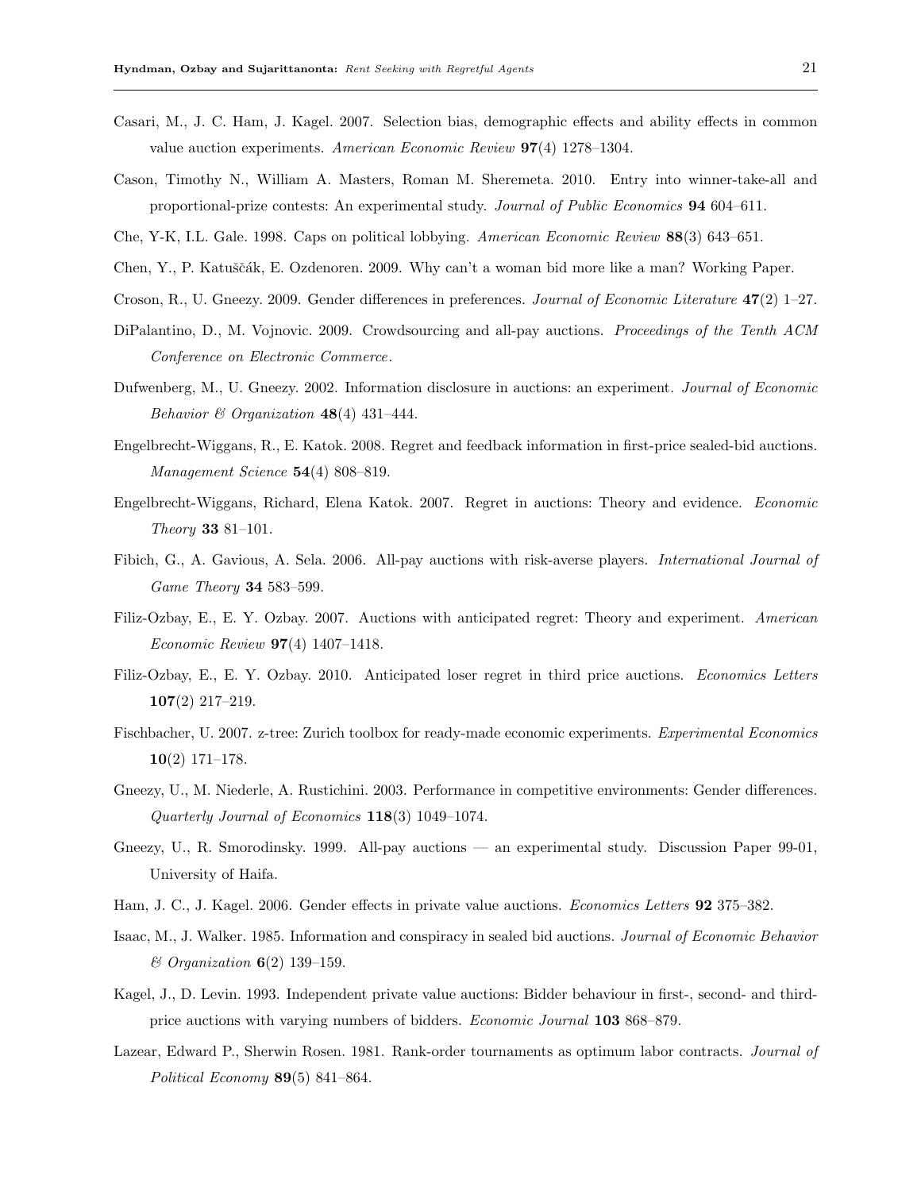Casari, M., J. C. Ham, J. Kagel. 2007. Selection bias, demographic effects and ability effects in common value auction experiments. *American Economic Review* **97**(4) 1278–1304.

Cason, Timothy N., William A. Masters, Roman M. Sheremeta. 2010. Entry into winner-take-all and proportional-prize contests: An experimental study. *Journal of Public Economics* **94** 604–611.

Che, Y-K, I.L. Gale. 1998. Caps on political lobbying. *American Economic Review* **88**(3) 643–651.

Chen, Y., P. Katuščák, E. Ozdenoren. 2009. Why can't a woman bid more like a man? Working Paper.

Croson, R., U. Gneezy. 2009. Gender differences in preferences. *Journal of Economic Literature* **47**(2) 1–27.

DiPalantino, D., M. Vojnovic. 2009. Crowdsourcing and all-pay auctions. *Proceedings of the Tenth ACM Conference on Electronic Commerce*.

Dufwenberg, M., U. Gneezy. 2002. Information disclosure in auctions: an experiment. *Journal of Economic Behavior & Organization* **48**(4) 431–444.

Engelbrecht-Wiggans, R., E. Katok. 2008. Regret and feedback information in first-price sealed-bid auctions. *Management Science* **54**(4) 808–819.

Engelbrecht-Wiggans, Richard, Elena Katok. 2007. Regret in auctions: Theory and evidence. *Economic Theory* **33** 81–101.

Fibich, G., A. Gavious, A. Sela. 2006. All-pay auctions with risk-averse players. *International Journal of Game Theory* **34** 583–599.

Filiz-Ozbay, E., E. Y. Ozbay. 2007. Auctions with anticipated regret: Theory and experiment. *American Economic Review* **97**(4) 1407–1418.

Filiz-Ozbay, E., E. Y. Ozbay. 2010. Anticipated loser regret in third price auctions. *Economics Letters* **107**(2) 217–219.

Fischbacher, U. 2007. z-tree: Zurich toolbox for ready-made economic experiments. *Experimental Economics* **10**(2) 171–178.

Gneezy, U., M. Niederle, A. Rustichini. 2003. Performance in competitive environments: Gender differences. *Quarterly Journal of Economics* **118**(3) 1049–1074.

Gneezy, U., R. Smorodinsky. 1999. All-pay auctions — an experimental study. Discussion Paper 99-01, University of Haifa.

Ham, J. C., J. Kagel. 2006. Gender effects in private value auctions. *Economics Letters* **92** 375–382.

Isaac, M., J. Walker. 1985. Information and conspiracy in sealed bid auctions. *Journal of Economic Behavior & Organization* **6**(2) 139–159.

Kagel, J., D. Levin. 1993. Independent private value auctions: Bidder behaviour in first-, second- and third-price auctions with varying numbers of bidders. *Economic Journal* **103** 868–879.

Lazear, Edward P., Sherwin Rosen. 1981. Rank-order tournaments as optimum labor contracts. *Journal of Political Economy* **89**(5) 841–864.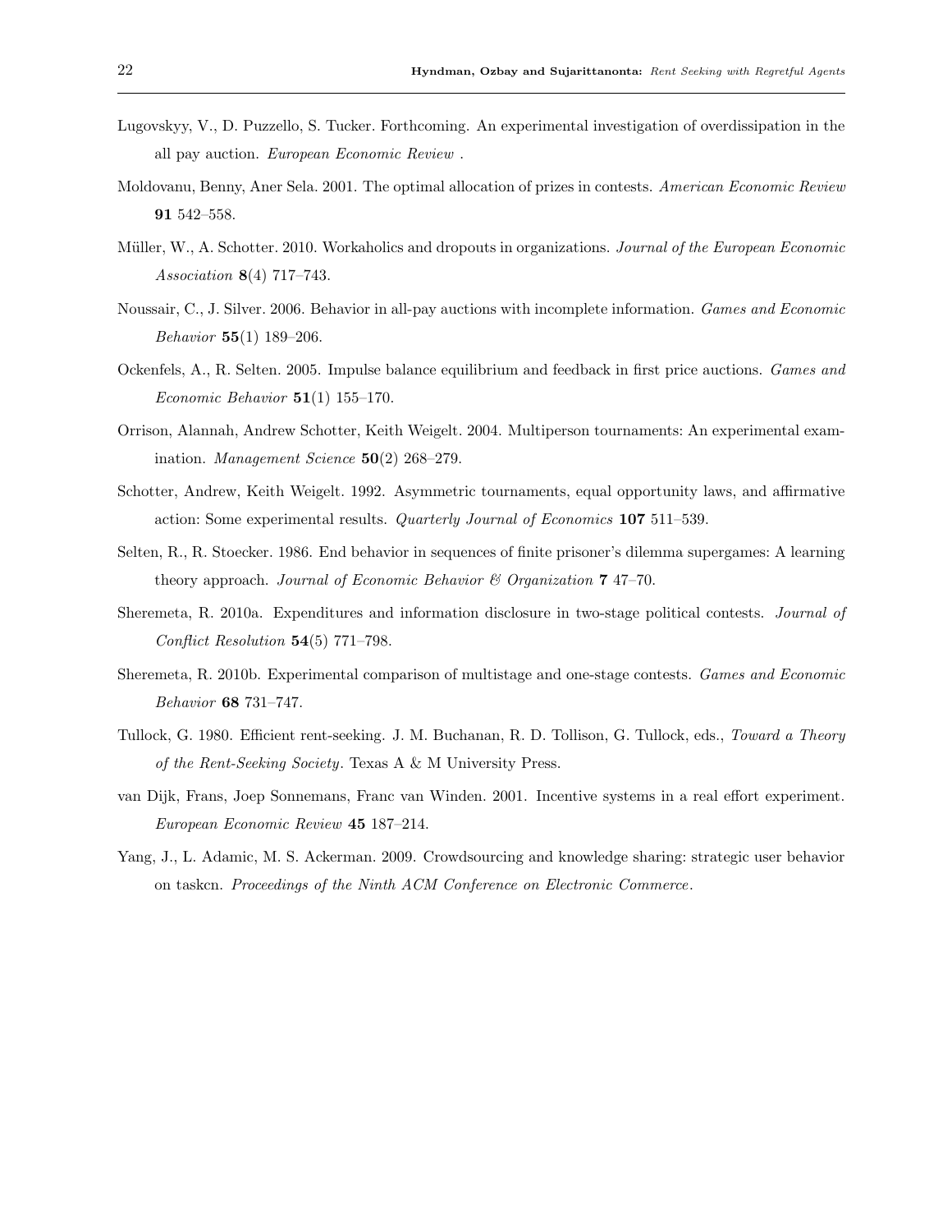Lugovskyy, V., D. Puzzello, S. Tucker. Forthcoming. An experimental investigation of overdissipation in the all pay auction. *European Economic Review* .

Moldovanu, Benny, Aner Sela. 2001. The optimal allocation of prizes in contests. *American Economic Review* **91** 542–558.

Müller, W., A. Schotter. 2010. Workaholics and dropouts in organizations. *Journal of the European Economic Association* **8**(4) 717–743.

Noussair, C., J. Silver. 2006. Behavior in all-pay auctions with incomplete information. *Games and Economic Behavior* **55**(1) 189–206.

Ockenfels, A., R. Selten. 2005. Impulse balance equilibrium and feedback in first price auctions. *Games and Economic Behavior* **51**(1) 155–170.

Orrison, Alannah, Andrew Schotter, Keith Weigelt. 2004. Multiperson tournaments: An experimental examination. *Management Science* **50**(2) 268–279.

Schotter, Andrew, Keith Weigelt. 1992. Asymmetric tournaments, equal opportunity laws, and affirmative action: Some experimental results. *Quarterly Journal of Economics* **107** 511–539.

Selten, R., R. Stoecker. 1986. End behavior in sequences of finite prisoner's dilemma supergames: A learning theory approach. *Journal of Economic Behavior & Organization* **7** 47–70.

Sheremeta, R. 2010a. Expenditures and information disclosure in two-stage political contests. *Journal of Conflict Resolution* **54**(5) 771–798.

Sheremeta, R. 2010b. Experimental comparison of multistage and one-stage contests. *Games and Economic Behavior* **68** 731–747.

Tullock, G. 1980. Efficient rent-seeking. J. M. Buchanan, R. D. Tollison, G. Tullock, eds., *Toward a Theory of the Rent-Seeking Society*. Texas A & M University Press.

van Dijk, Frans, Joep Sonnemans, Franc van Winden. 2001. Incentive systems in a real effort experiment. *European Economic Review* **45** 187–214.

Yang, J., L. Adamic, M. S. Ackerman. 2009. Crowdsourcing and knowledge sharing: strategic user behavior on taskcn. *Proceedings of the Ninth ACM Conference on Electronic Commerce*.